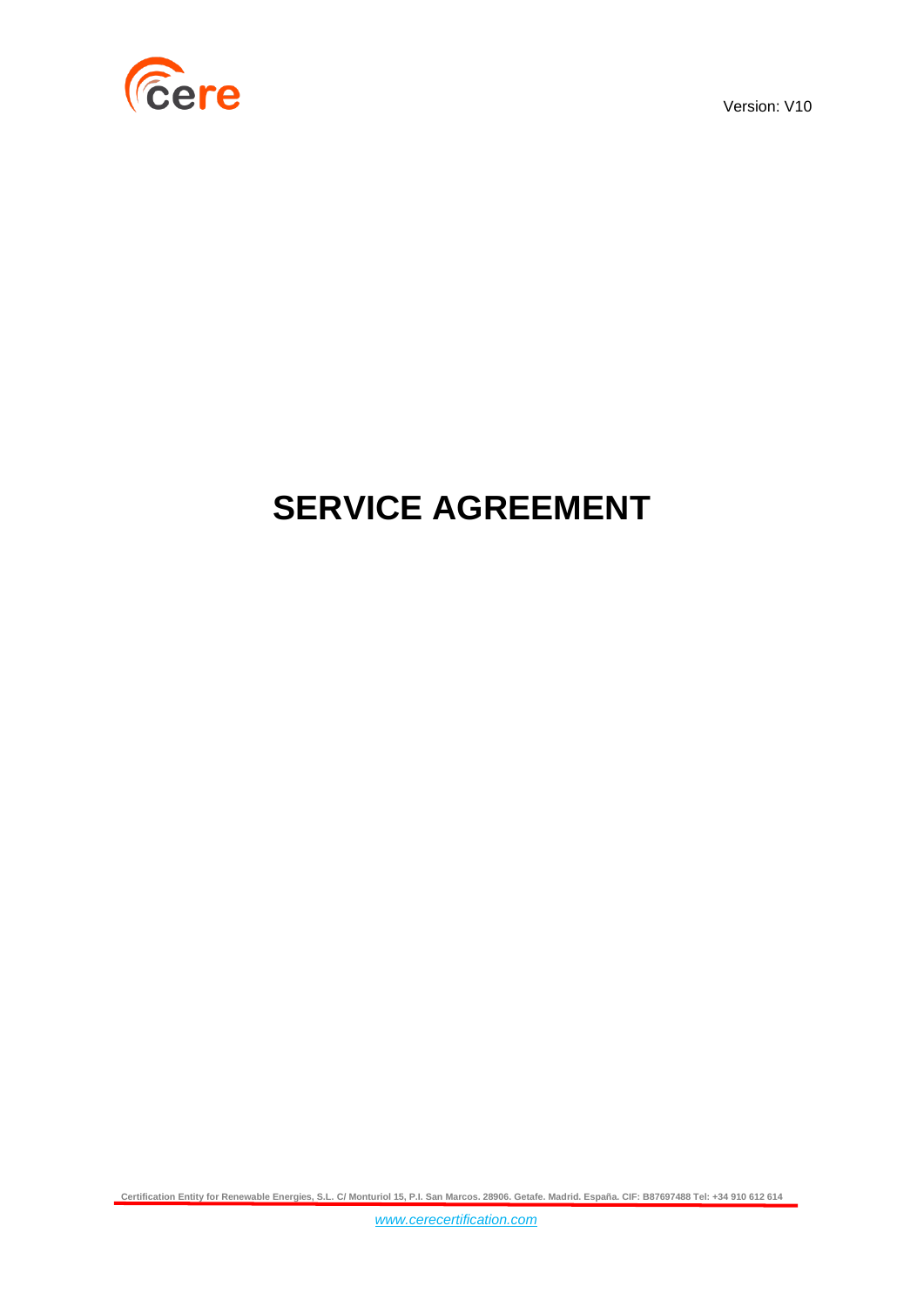Version: V10

# SERVICE AGREEMENT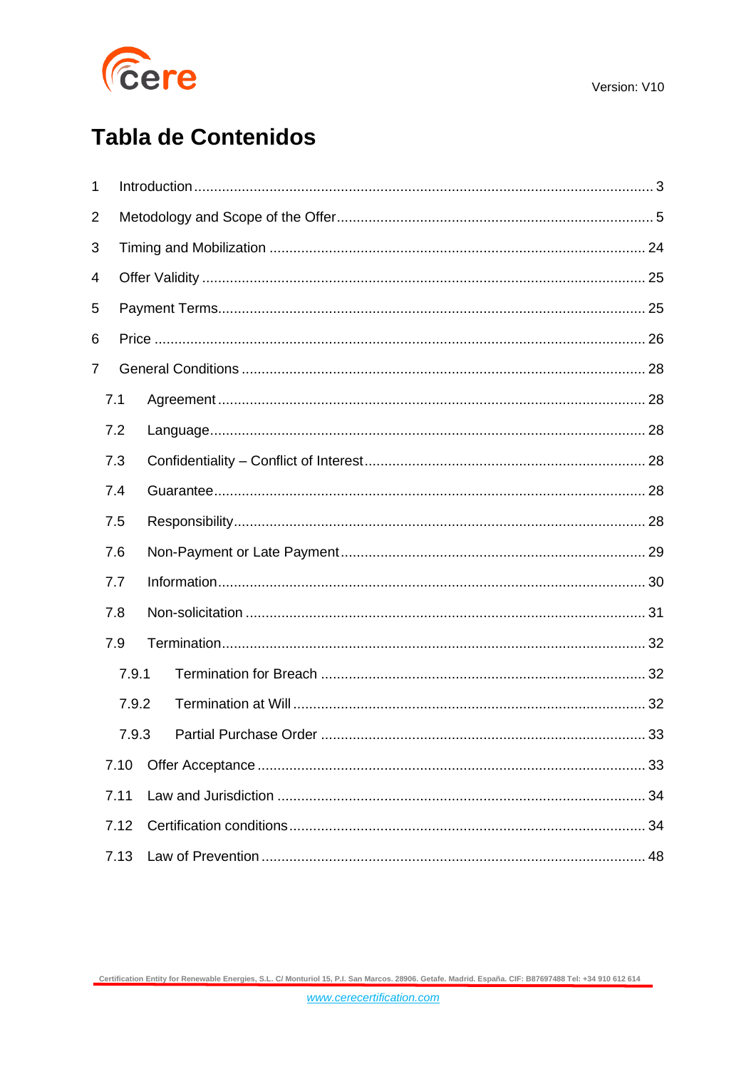# Tabla de Contenidos

1 Introduction ........ 3

2 Metodology and Scope of the Offer ........ 5

3 Timing and Mobilization ........ 24

4 Offer Validity ........ 25

5 Payment Terms ........ 25

6 Price ........ 26

7 General Conditions ........ 28

- 7.1 Agreement ........ 28
- 7.2 Language ........ 28
- 7.3 Confidentiality – Conflict of Interest ........ 28
- 7.4 Guarantee ........ 28
- 7.5 Responsibility ........ 28
- 7.6 Non-Payment or Late Payment ........ 29
- 7.7 Information ........ 30
- 7.8 Non-solicitation ........ 31
- 7.9 Termination ........ 32
  - 7.9.1 Termination for Breach ........ 32
  - 7.9.2 Termination at Will ........ 32
  - 7.9.3 Partial Purchase Order ........ 33
- 7.10 Offer Acceptance ........ 33
- 7.11 Law and Jurisdiction ........ 34
- 7.12 Certification conditions ........ 34
- 7.13 Law of Prevention ........ 48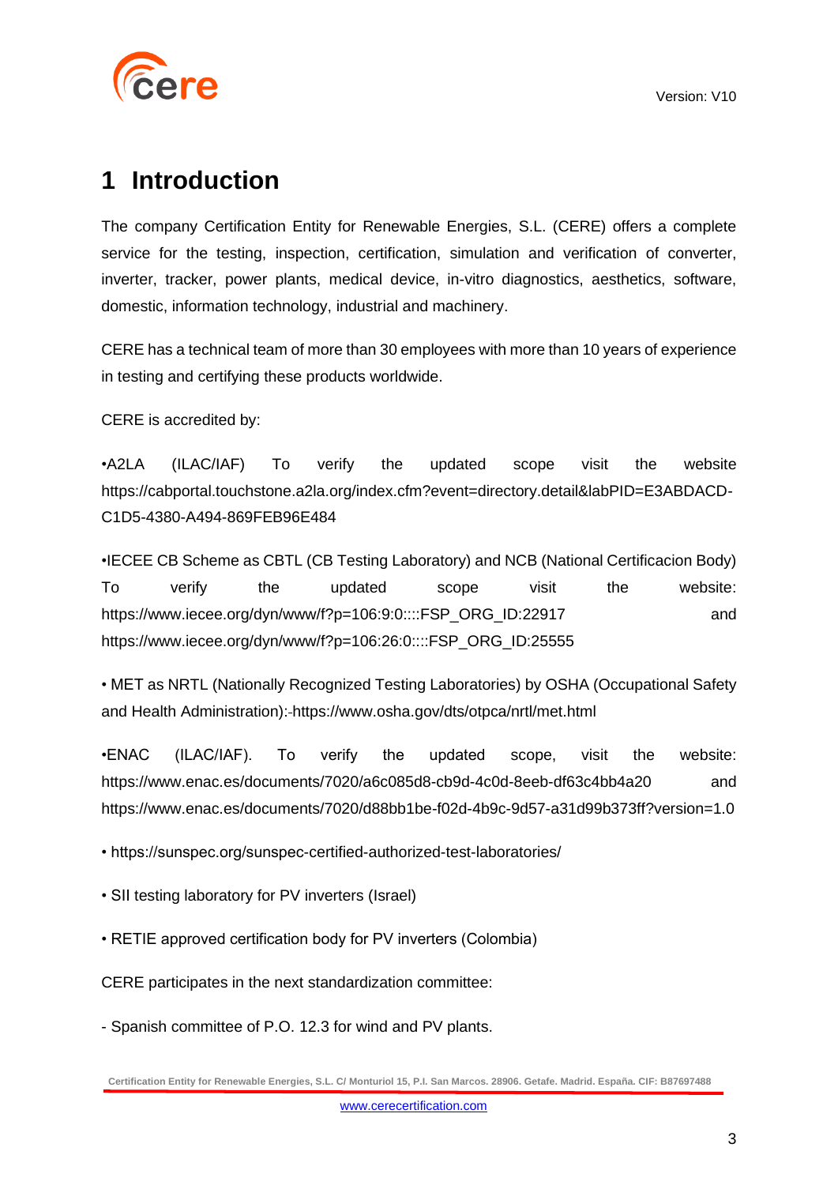# 1 Introduction

The company Certification Entity for Renewable Energies, S.L. (CERE) offers a complete service for the testing, inspection, certification, simulation and verification of converter, inverter, tracker, power plants, medical device, in-vitro diagnostics, aesthetics, software, domestic, information technology, industrial and machinery.

CERE has a technical team of more than 30 employees with more than 10 years of experience in testing and certifying these products worldwide.

CERE is accredited by:

•A2LA (ILAC/IAF) To verify the updated scope visit the website https://cabportal.touchstone.a2la.org/index.cfm?event=directory.detail&labPID=E3ABDACD-C1D5-4380-A494-869FEB96E484

•IECEE CB Scheme as CBTL (CB Testing Laboratory) and NCB (National Certificacion Body) To verify the updated scope visit the website: https://www.iecee.org/dyn/www/f?p=106:9:0::::FSP_ORG_ID:22917 and https://www.iecee.org/dyn/www/f?p=106:26:0::::FSP_ORG_ID:25555

• MET as NRTL (Nationally Recognized Testing Laboratories) by OSHA (Occupational Safety and Health Administration):-https://www.osha.gov/dts/otpca/nrtl/met.html

•ENAC (ILAC/IAF). To verify the updated scope, visit the website: https://www.enac.es/documents/7020/a6c085d8-cb9d-4c0d-8eeb-df63c4bb4a20 and https://www.enac.es/documents/7020/d88bb1be-f02d-4b9c-9d57-a31d99b373ff?version=1.0

• https://sunspec.org/sunspec-certified-authorized-test-laboratories/

• SII testing laboratory for PV inverters (Israel)

• RETIE approved certification body for PV inverters (Colombia)

CERE participates in the next standardization committee:

- Spanish committee of P.O. 12.3 for wind and PV plants.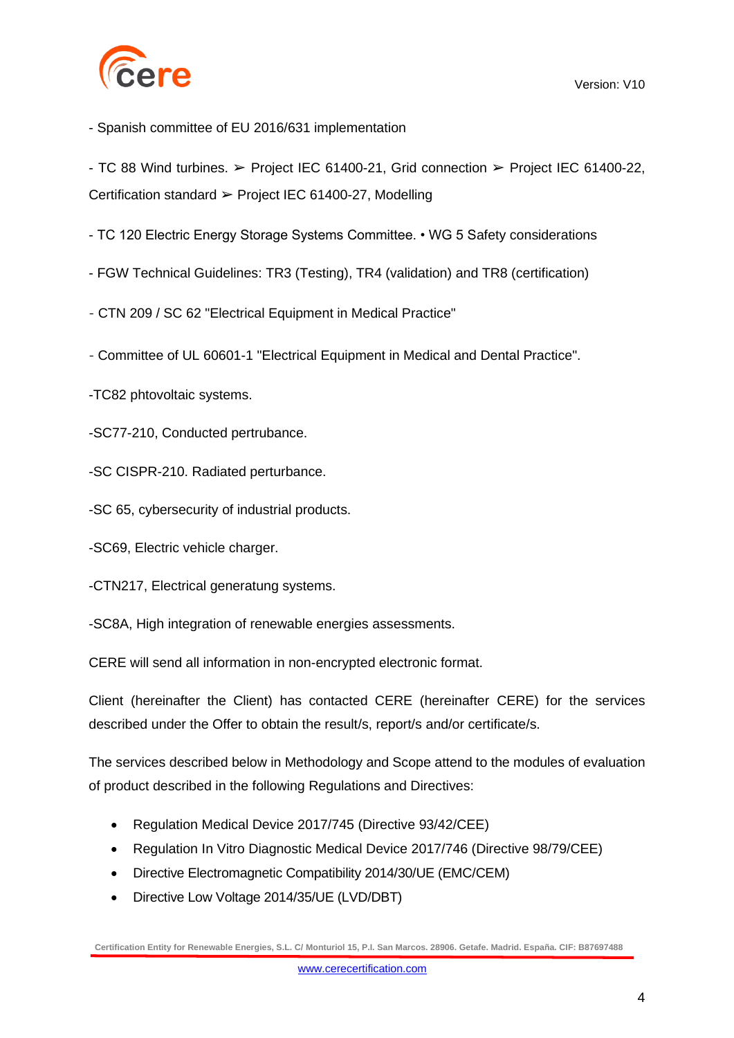- Spanish committee of EU 2016/631 implementation

- TC 88 Wind turbines. ➢ Project IEC 61400-21, Grid connection ➢ Project IEC 61400-22, Certification standard ➢ Project IEC 61400-27, Modelling

- TC 120 Electric Energy Storage Systems Committee. • WG 5 Safety considerations

- FGW Technical Guidelines: TR3 (Testing), TR4 (validation) and TR8 (certification)

- CTN 209 / SC 62 "Electrical Equipment in Medical Practice"

- Committee of UL 60601-1 "Electrical Equipment in Medical and Dental Practice".

-TC82 phtovoltaic systems.

-SC77-210, Conducted pertrubance.

-SC CISPR-210. Radiated perturbance.

-SC 65, cybersecurity of industrial products.

-SC69, Electric vehicle charger.

-CTN217, Electrical generatung systems.

-SC8A, High integration of renewable energies assessments.

CERE will send all information in non-encrypted electronic format.

Client (hereinafter the Client) has contacted CERE (hereinafter CERE) for the services described under the Offer to obtain the result/s, report/s and/or certificate/s.

The services described below in Methodology and Scope attend to the modules of evaluation of product described in the following Regulations and Directives:

- Regulation Medical Device 2017/745 (Directive 93/42/CEE)
- Regulation In Vitro Diagnostic Medical Device 2017/746 (Directive 98/79/CEE)
- Directive Electromagnetic Compatibility 2014/30/UE (EMC/CEM)
- Directive Low Voltage 2014/35/UE (LVD/DBT)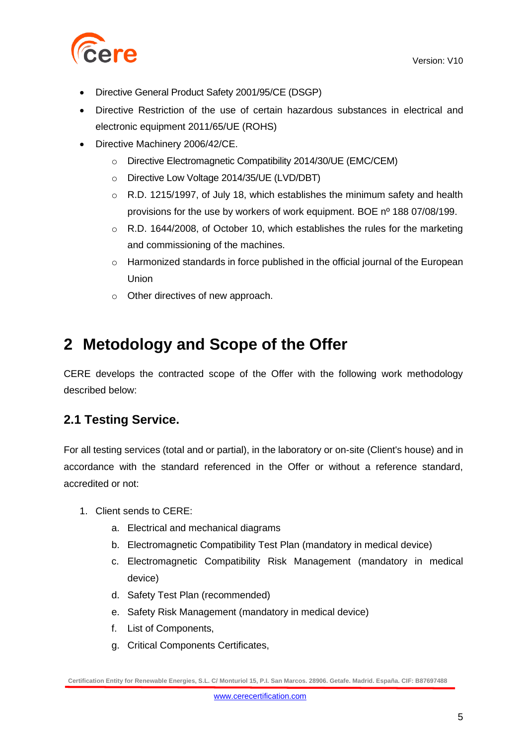- Directive General Product Safety 2001/95/CE (DSGP)
- Directive Restriction of the use of certain hazardous substances in electrical and electronic equipment 2011/65/UE (ROHS)
- Directive Machinery 2006/42/CE.
  - Directive Electromagnetic Compatibility 2014/30/UE (EMC/CEM)
  - Directive Low Voltage 2014/35/UE (LVD/DBT)
  - R.D. 1215/1997, of July 18, which establishes the minimum safety and health provisions for the use by workers of work equipment. BOE nº 188 07/08/199.
  - R.D. 1644/2008, of October 10, which establishes the rules for the marketing and commissioning of the machines.
  - Harmonized standards in force published in the official journal of the European Union
  - Other directives of new approach.

# 2 Metodology and Scope of the Offer

CERE develops the contracted scope of the Offer with the following work methodology described below:

## 2.1 Testing Service.

For all testing services (total and or partial), in the laboratory or on-site (Client's house) and in accordance with the standard referenced in the Offer or without a reference standard, accredited or not:

1. Client sends to CERE:
   a. Electrical and mechanical diagrams
   b. Electromagnetic Compatibility Test Plan (mandatory in medical device)
   c. Electromagnetic Compatibility Risk Management (mandatory in medical device)
   d. Safety Test Plan (recommended)
   e. Safety Risk Management (mandatory in medical device)
   f. List of Components,
   g. Critical Components Certificates,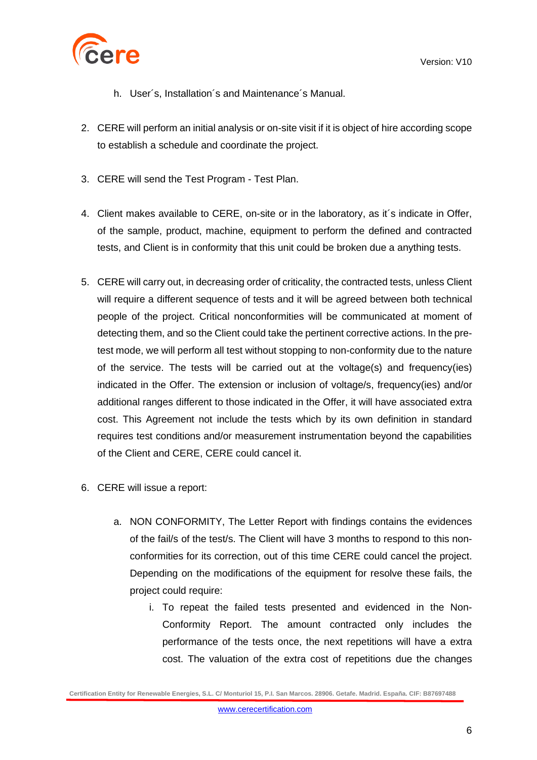h. User´s, Installation´s and Maintenance´s Manual.

2. CERE will perform an initial analysis or on-site visit if it is object of hire according scope to establish a schedule and coordinate the project.

3. CERE will send the Test Program - Test Plan.

4. Client makes available to CERE, on-site or in the laboratory, as it´s indicate in Offer, of the sample, product, machine, equipment to perform the defined and contracted tests, and Client is in conformity that this unit could be broken due a anything tests.

5. CERE will carry out, in decreasing order of criticality, the contracted tests, unless Client will require a different sequence of tests and it will be agreed between both technical people of the project. Critical nonconformities will be communicated at moment of detecting them, and so the Client could take the pertinent corrective actions. In the pre-test mode, we will perform all test without stopping to non-conformity due to the nature of the service. The tests will be carried out at the voltage(s) and frequency(ies) indicated in the Offer. The extension or inclusion of voltage/s, frequency(ies) and/or additional ranges different to those indicated in the Offer, it will have associated extra cost. This Agreement not include the tests which by its own definition in standard requires test conditions and/or measurement instrumentation beyond the capabilities of the Client and CERE, CERE could cancel it.

6. CERE will issue a report:

   a. NON CONFORMITY, The Letter Report with findings contains the evidences of the fail/s of the test/s. The Client will have 3 months to respond to this non-conformities for its correction, out of this time CERE could cancel the project. Depending on the modifications of the equipment for resolve these fails, the project could require:

      i. To repeat the failed tests presented and evidenced in the Non-Conformity Report. The amount contracted only includes the performance of the tests once, the next repetitions will have a extra cost. The valuation of the extra cost of repetitions due the changes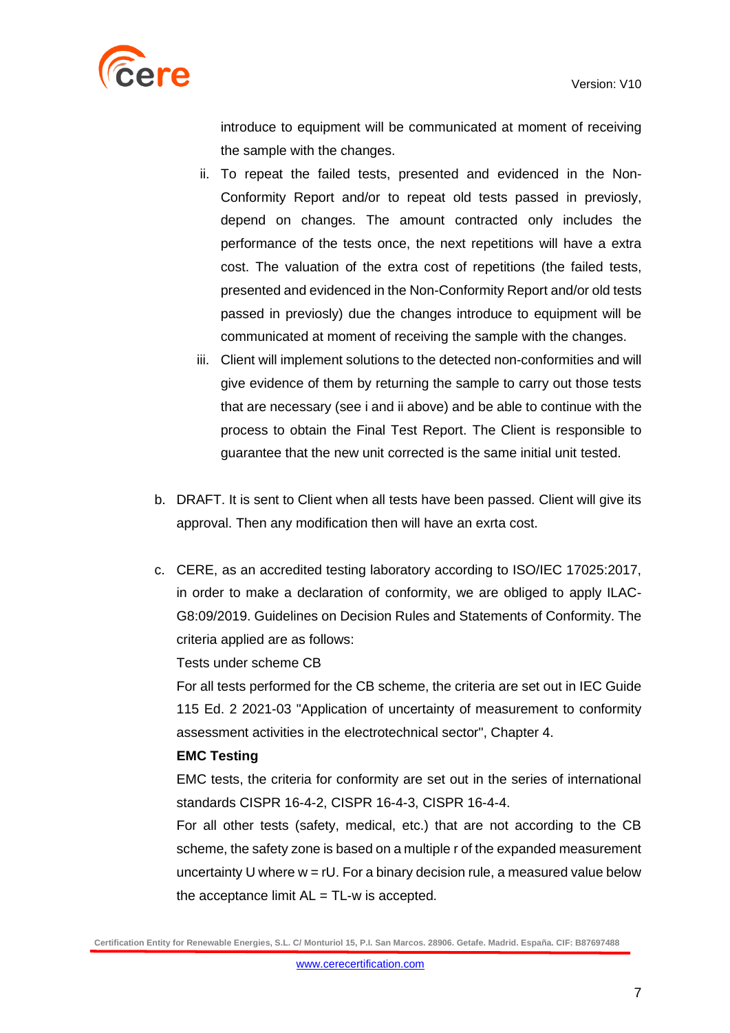introduce to equipment will be communicated at moment of receiving the sample with the changes.

ii. To repeat the failed tests, presented and evidenced in the Non-Conformity Report and/or to repeat old tests passed in previosly, depend on changes. The amount contracted only includes the performance of the tests once, the next repetitions will have a extra cost. The valuation of the extra cost of repetitions (the failed tests, presented and evidenced in the Non-Conformity Report and/or old tests passed in previosly) due the changes introduce to equipment will be communicated at moment of receiving the sample with the changes.

iii. Client will implement solutions to the detected non-conformities and will give evidence of them by returning the sample to carry out those tests that are necessary (see i and ii above) and be able to continue with the process to obtain the Final Test Report. The Client is responsible to guarantee that the new unit corrected is the same initial unit tested.

b. DRAFT. It is sent to Client when all tests have been passed. Client will give its approval. Then any modification then will have an exrta cost.

c. CERE, as an accredited testing laboratory according to ISO/IEC 17025:2017, in order to make a declaration of conformity, we are obliged to apply ILAC-G8:09/2019. Guidelines on Decision Rules and Statements of Conformity. The criteria applied are as follows:

   Tests under scheme CB

   For all tests performed for the CB scheme, the criteria are set out in IEC Guide 115 Ed. 2 2021-03 "Application of uncertainty of measurement to conformity assessment activities in the electrotechnical sector", Chapter 4.

   **EMC Testing**

   EMC tests, the criteria for conformity are set out in the series of international standards CISPR 16-4-2, CISPR 16-4-3, CISPR 16-4-4.

   For all other tests (safety, medical, etc.) that are not according to the CB scheme, the safety zone is based on a multiple r of the expanded measurement uncertainty U where $w = rU$. For a binary decision rule, a measured value below the acceptance limit $AL = TL-w$ is accepted.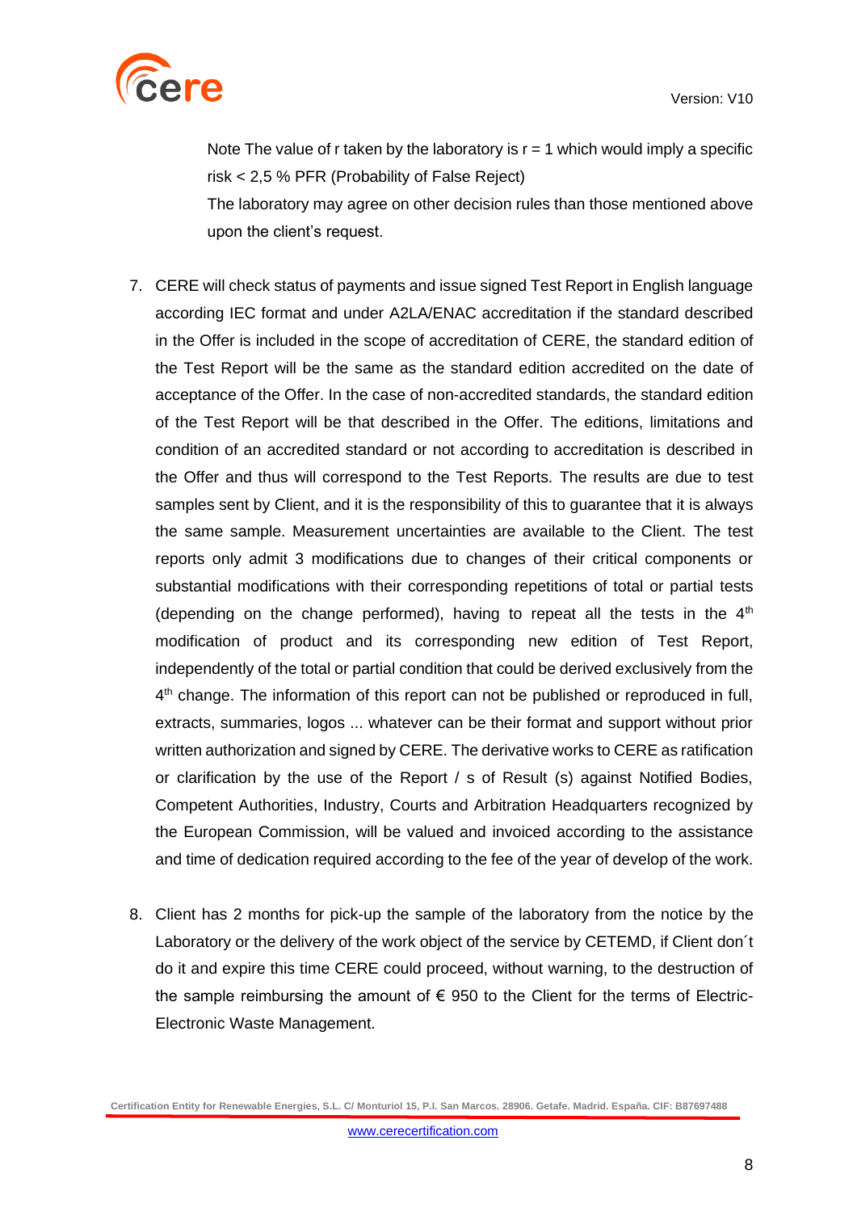Note The value of r taken by the laboratory is r = 1 which would imply a specific risk < 2,5 % PFR (Probability of False Reject)

The laboratory may agree on other decision rules than those mentioned above upon the client's request.

7. CERE will check status of payments and issue signed Test Report in English language according IEC format and under A2LA/ENAC accreditation if the standard described in the Offer is included in the scope of accreditation of CERE, the standard edition of the Test Report will be the same as the standard edition accredited on the date of acceptance of the Offer. In the case of non-accredited standards, the standard edition of the Test Report will be that described in the Offer. The editions, limitations and condition of an accredited standard or not according to accreditation is described in the Offer and thus will correspond to the Test Reports. The results are due to test samples sent by Client, and it is the responsibility of this to guarantee that it is always the same sample. Measurement uncertainties are available to the Client. The test reports only admit 3 modifications due to changes of their critical components or substantial modifications with their corresponding repetitions of total or partial tests (depending on the change performed), having to repeat all the tests in the 4th modification of product and its corresponding new edition of Test Report, independently of the total or partial condition that could be derived exclusively from the 4th change. The information of this report can not be published or reproduced in full, extracts, summaries, logos ... whatever can be their format and support without prior written authorization and signed by CERE. The derivative works to CERE as ratification or clarification by the use of the Report / s of Result (s) against Notified Bodies, Competent Authorities, Industry, Courts and Arbitration Headquarters recognized by the European Commission, will be valued and invoiced according to the assistance and time of dedication required according to the fee of the year of develop of the work.

8. Client has 2 months for pick-up the sample of the laboratory from the notice by the Laboratory or the delivery of the work object of the service by CETEMD, if Client don´t do it and expire this time CERE could proceed, without warning, to the destruction of the sample reimbursing the amount of € 950 to the Client for the terms of Electric-Electronic Waste Management.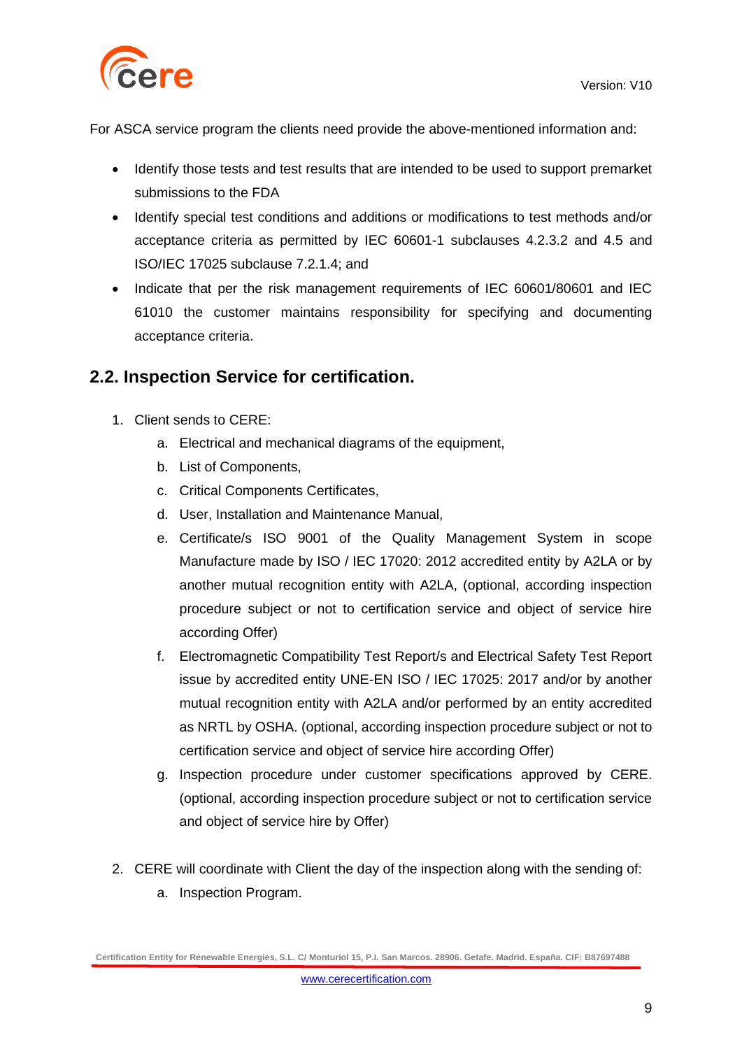For ASCA service program the clients need provide the above-mentioned information and:

- Identify those tests and test results that are intended to be used to support premarket submissions to the FDA
- Identify special test conditions and additions or modifications to test methods and/or acceptance criteria as permitted by IEC 60601-1 subclauses 4.2.3.2 and 4.5 and ISO/IEC 17025 subclause 7.2.1.4; and
- Indicate that per the risk management requirements of IEC 60601/80601 and IEC 61010 the customer maintains responsibility for specifying and documenting acceptance criteria.

## 2.2. Inspection Service for certification.

1. Client sends to CERE:
    a. Electrical and mechanical diagrams of the equipment,
    b. List of Components,
    c. Critical Components Certificates,
    d. User, Installation and Maintenance Manual,
    e. Certificate/s ISO 9001 of the Quality Management System in scope Manufacture made by ISO / IEC 17020: 2012 accredited entity by A2LA or by another mutual recognition entity with A2LA, (optional, according inspection procedure subject or not to certification service and object of service hire according Offer)
    f. Electromagnetic Compatibility Test Report/s and Electrical Safety Test Report issue by accredited entity UNE-EN ISO / IEC 17025: 2017 and/or by another mutual recognition entity with A2LA and/or performed by an entity accredited as NRTL by OSHA. (optional, according inspection procedure subject or not to certification service and object of service hire according Offer)
    g. Inspection procedure under customer specifications approved by CERE. (optional, according inspection procedure subject or not to certification service and object of service hire by Offer)

2. CERE will coordinate with Client the day of the inspection along with the sending of:
    a. Inspection Program.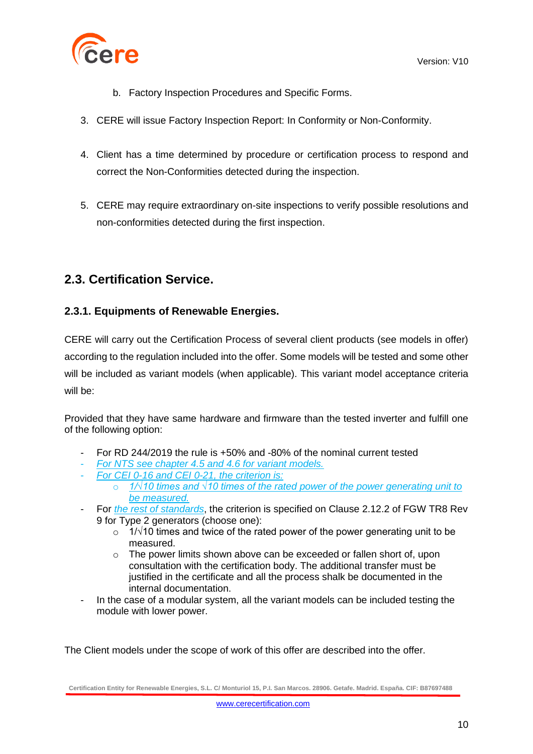b. Factory Inspection Procedures and Specific Forms.

3. CERE will issue Factory Inspection Report: In Conformity or Non-Conformity.

4. Client has a time determined by procedure or certification process to respond and correct the Non-Conformities detected during the inspection.

5. CERE may require extraordinary on-site inspections to verify possible resolutions and non-conformities detected during the first inspection.

## 2.3. Certification Service.

### 2.3.1. Equipments of Renewable Energies.

CERE will carry out the Certification Process of several client products (see models in offer) according to the regulation included into the offer. Some models will be tested and some other will be included as variant models (when applicable). This variant model acceptance criteria will be:

Provided that they have same hardware and firmware than the tested inverter and fulfill one of the following option:

- For RD 244/2019 the rule is +50% and -80% of the nominal current tested
- *For NTS see chapter 4.5 and 4.6 for variant models.*
- *For CEI 0-16 and CEI 0-21, the criterion is:*
    - *1/√10 times and √10 times of the rated power of the power generating unit to be measured.*
- For *the rest of standards*, the criterion is specified on Clause 2.12.2 of FGW TR8 Rev 9 for Type 2 generators (choose one):
    - 1/√10 times and twice of the rated power of the power generating unit to be measured.
    - The power limits shown above can be exceeded or fallen short of, upon consultation with the certification body. The additional transfer must be justified in the certificate and all the process shalk be documented in the internal documentation.
- In the case of a modular system, all the variant models can be included testing the module with lower power.

The Client models under the scope of work of this offer are described into the offer.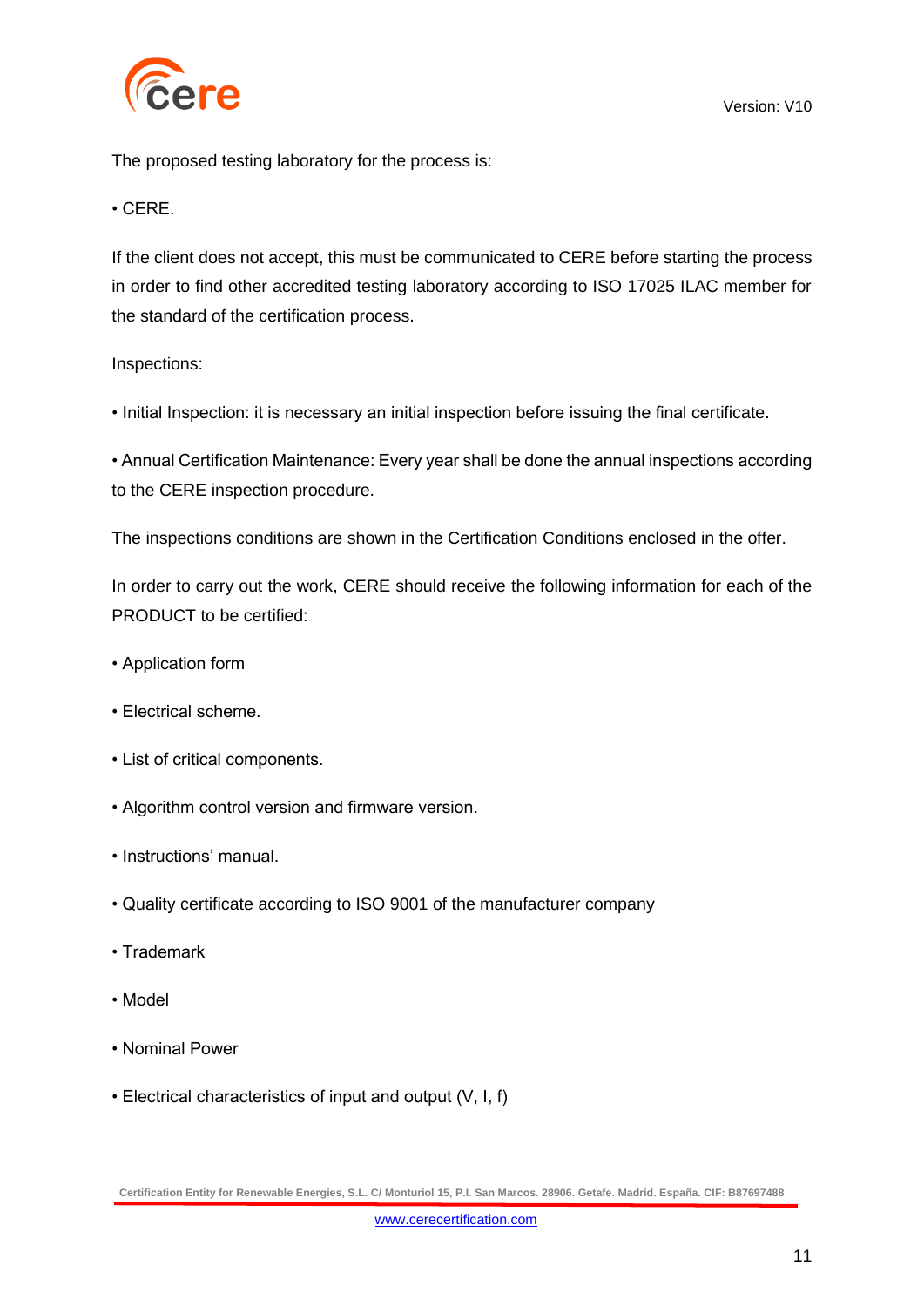The proposed testing laboratory for the process is:

• CERE.

If the client does not accept, this must be communicated to CERE before starting the process in order to find other accredited testing laboratory according to ISO 17025 ILAC member for the standard of the certification process.

Inspections:

• Initial Inspection: it is necessary an initial inspection before issuing the final certificate.

• Annual Certification Maintenance: Every year shall be done the annual inspections according to the CERE inspection procedure.

The inspections conditions are shown in the Certification Conditions enclosed in the offer.

In order to carry out the work, CERE should receive the following information for each of the PRODUCT to be certified:

• Application form

• Electrical scheme.

• List of critical components.

• Algorithm control version and firmware version.

• Instructions' manual.

• Quality certificate according to ISO 9001 of the manufacturer company

• Trademark

• Model

• Nominal Power

• Electrical characteristics of input and output (V, I, f)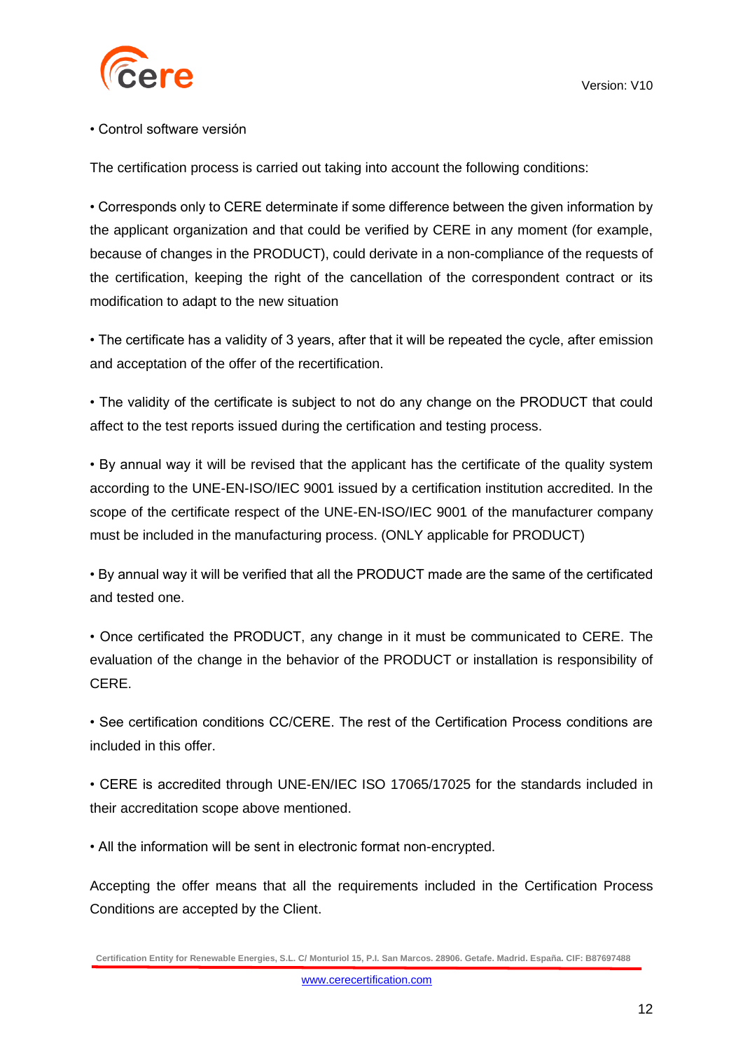• Control software versión

The certification process is carried out taking into account the following conditions:

• Corresponds only to CERE determinate if some difference between the given information by the applicant organization and that could be verified by CERE in any moment (for example, because of changes in the PRODUCT), could derivate in a non-compliance of the requests of the certification, keeping the right of the cancellation of the correspondent contract or its modification to adapt to the new situation

• The certificate has a validity of 3 years, after that it will be repeated the cycle, after emission and acceptation of the offer of the recertification.

• The validity of the certificate is subject to not do any change on the PRODUCT that could affect to the test reports issued during the certification and testing process.

• By annual way it will be revised that the applicant has the certificate of the quality system according to the UNE-EN-ISO/IEC 9001 issued by a certification institution accredited. In the scope of the certificate respect of the UNE-EN-ISO/IEC 9001 of the manufacturer company must be included in the manufacturing process. (ONLY applicable for PRODUCT)

• By annual way it will be verified that all the PRODUCT made are the same of the certificated and tested one.

• Once certificated the PRODUCT, any change in it must be communicated to CERE. The evaluation of the change in the behavior of the PRODUCT or installation is responsibility of CERE.

• See certification conditions CC/CERE. The rest of the Certification Process conditions are included in this offer.

• CERE is accredited through UNE-EN/IEC ISO 17065/17025 for the standards included in their accreditation scope above mentioned.

• All the information will be sent in electronic format non-encrypted.

Accepting the offer means that all the requirements included in the Certification Process Conditions are accepted by the Client.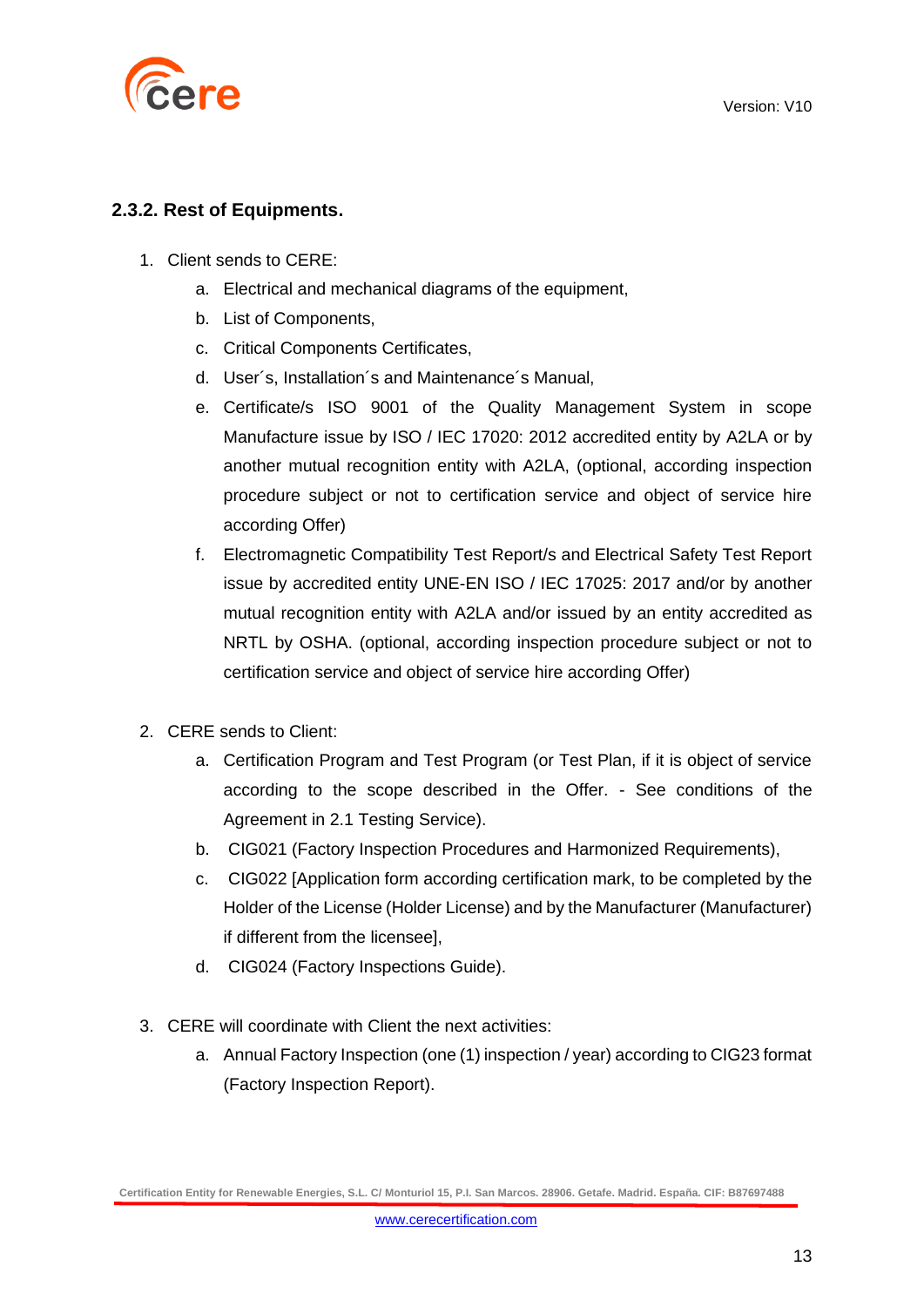### 2.3.2. Rest of Equipments.

1. Client sends to CERE:
    a. Electrical and mechanical diagrams of the equipment,
    b. List of Components,
    c. Critical Components Certificates,
    d. User´s, Installation´s and Maintenance´s Manual,
    e. Certificate/s ISO 9001 of the Quality Management System in scope Manufacture issue by ISO / IEC 17020: 2012 accredited entity by A2LA or by another mutual recognition entity with A2LA, (optional, according inspection procedure subject or not to certification service and object of service hire according Offer)
    f. Electromagnetic Compatibility Test Report/s and Electrical Safety Test Report issue by accredited entity UNE-EN ISO / IEC 17025: 2017 and/or by another mutual recognition entity with A2LA and/or issued by an entity accredited as NRTL by OSHA. (optional, according inspection procedure subject or not to certification service and object of service hire according Offer)

2. CERE sends to Client:
    a. Certification Program and Test Program (or Test Plan, if it is object of service according to the scope described in the Offer. - See conditions of the Agreement in 2.1 Testing Service).
    b. CIG021 (Factory Inspection Procedures and Harmonized Requirements),
    c. CIG022 [Application form according certification mark, to be completed by the Holder of the License (Holder License) and by the Manufacturer (Manufacturer) if different from the licensee],
    d. CIG024 (Factory Inspections Guide).

3. CERE will coordinate with Client the next activities:
    a. Annual Factory Inspection (one (1) inspection / year) according to CIG23 format (Factory Inspection Report).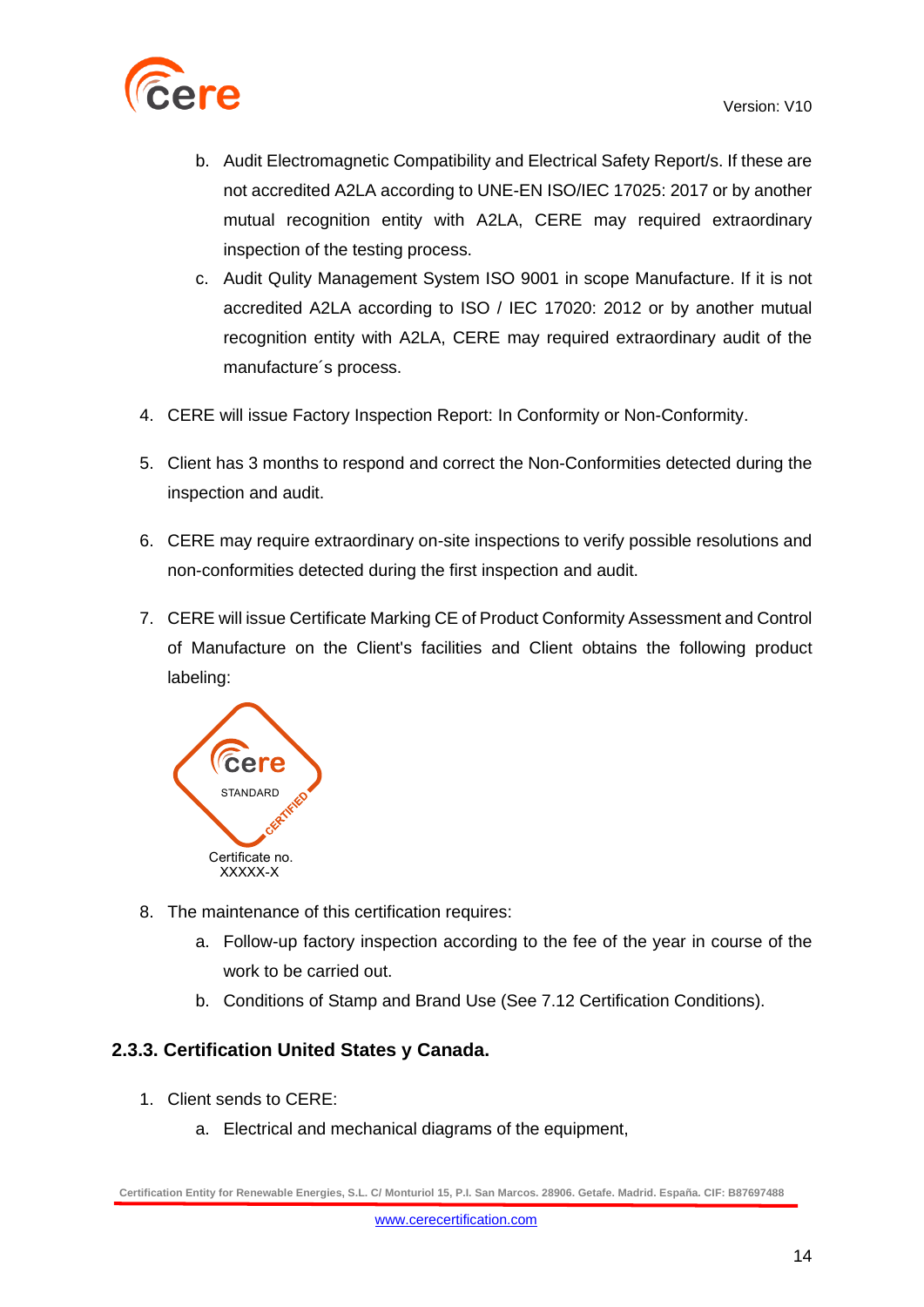b. Audit Electromagnetic Compatibility and Electrical Safety Report/s. If these are not accredited A2LA according to UNE-EN ISO/IEC 17025: 2017 or by another mutual recognition entity with A2LA, CERE may required extraordinary inspection of the testing process.

c. Audit Qulity Management System ISO 9001 in scope Manufacture. If it is not accredited A2LA according to ISO / IEC 17020: 2012 or by another mutual recognition entity with A2LA, CERE may required extraordinary audit of the manufacture´s process.

4. CERE will issue Factory Inspection Report: In Conformity or Non-Conformity.

5. Client has 3 months to respond and correct the Non-Conformities detected during the inspection and audit.

6. CERE may require extraordinary on-site inspections to verify possible resolutions and non-conformities detected during the first inspection and audit.

7. CERE will issue Certificate Marking CE of Product Conformity Assessment and Control of Manufacture on the Client's facilities and Client obtains the following product labeling:

cere
STANDARD
CERTIFIED
Certificate no.
XXXXX-X

8. The maintenance of this certification requires:
   a. Follow-up factory inspection according to the fee of the year in course of the work to be carried out.
   b. Conditions of Stamp and Brand Use (See 7.12 Certification Conditions).

### 2.3.3. Certification United States y Canada.

1. Client sends to CERE:
   a. Electrical and mechanical diagrams of the equipment,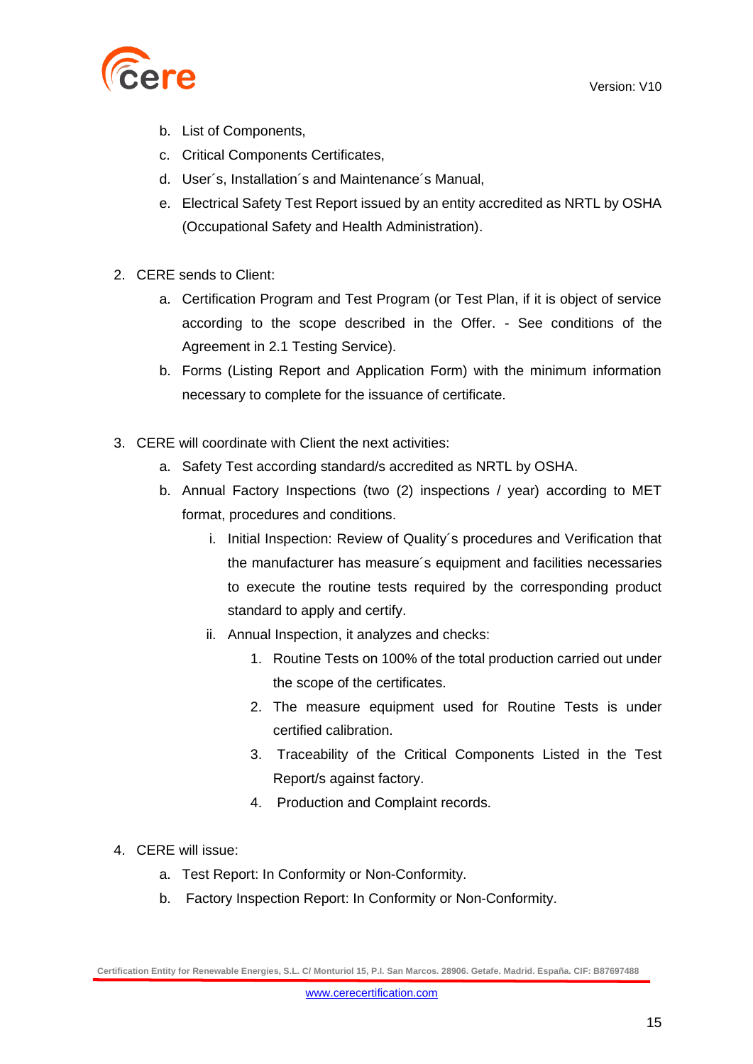b. List of Components,
   c. Critical Components Certificates,
   d. User´s, Installation´s and Maintenance´s Manual,
   e. Electrical Safety Test Report issued by an entity accredited as NRTL by OSHA (Occupational Safety and Health Administration).

2. CERE sends to Client:
   a. Certification Program and Test Program (or Test Plan, if it is object of service according to the scope described in the Offer. - See conditions of the Agreement in 2.1 Testing Service).
   b. Forms (Listing Report and Application Form) with the minimum information necessary to complete for the issuance of certificate.

3. CERE will coordinate with Client the next activities:
   a. Safety Test according standard/s accredited as NRTL by OSHA.
   b. Annual Factory Inspections (two (2) inspections / year) according to MET format, procedures and conditions.
      i. Initial Inspection: Review of Quality´s procedures and Verification that the manufacturer has measure´s equipment and facilities necessaries to execute the routine tests required by the corresponding product standard to apply and certify.
      ii. Annual Inspection, it analyzes and checks:
         1. Routine Tests on 100% of the total production carried out under the scope of the certificates.
         2. The measure equipment used for Routine Tests is under certified calibration.
         3. Traceability of the Critical Components Listed in the Test Report/s against factory.
         4. Production and Complaint records.

4. CERE will issue:
   a. Test Report: In Conformity or Non-Conformity.
   b. Factory Inspection Report: In Conformity or Non-Conformity.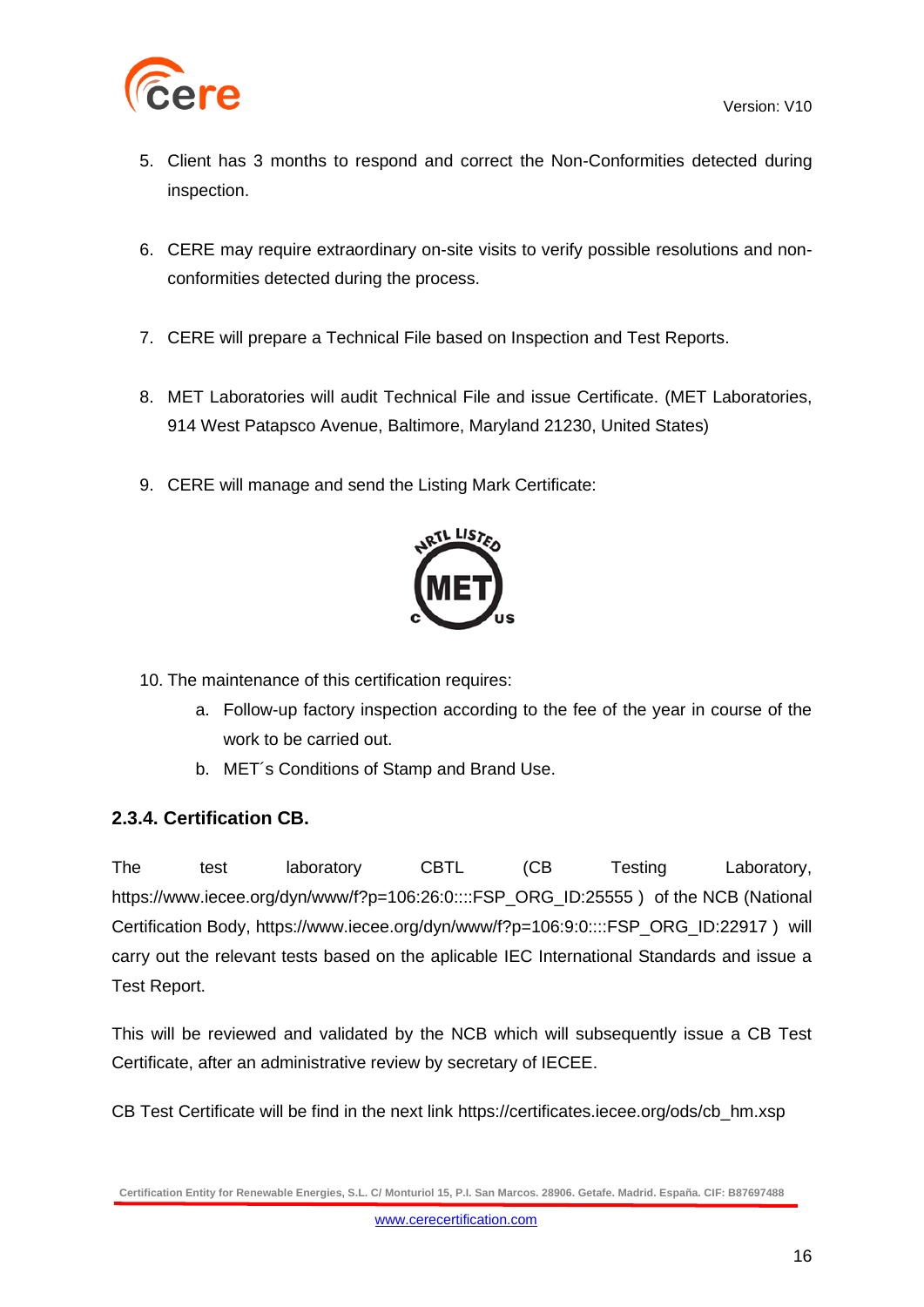5. Client has 3 months to respond and correct the Non-Conformities detected during inspection.

6. CERE may require extraordinary on-site visits to verify possible resolutions and non-conformities detected during the process.

7. CERE will prepare a Technical File based on Inspection and Test Reports.

8. MET Laboratories will audit Technical File and issue Certificate. (MET Laboratories, 914 West Patapsco Avenue, Baltimore, Maryland 21230, United States)

9. CERE will manage and send the Listing Mark Certificate:

10. The maintenance of this certification requires:
    a. Follow-up factory inspection according to the fee of the year in course of the work to be carried out.
    b. MET´s Conditions of Stamp and Brand Use.

### 2.3.4. Certification CB.

The test laboratory CBTL (CB Testing Laboratory, https://www.iecee.org/dyn/www/f?p=106:26:0::::FSP_ORG_ID:25555 ) of the NCB (National Certification Body, https://www.iecee.org/dyn/www/f?p=106:9:0::::FSP_ORG_ID:22917 ) will carry out the relevant tests based on the aplicable IEC International Standards and issue a Test Report.

This will be reviewed and validated by the NCB which will subsequently issue a CB Test Certificate, after an administrative review by secretary of IECEE.

CB Test Certificate will be find in the next link https://certificates.iecee.org/ods/cb_hm.xsp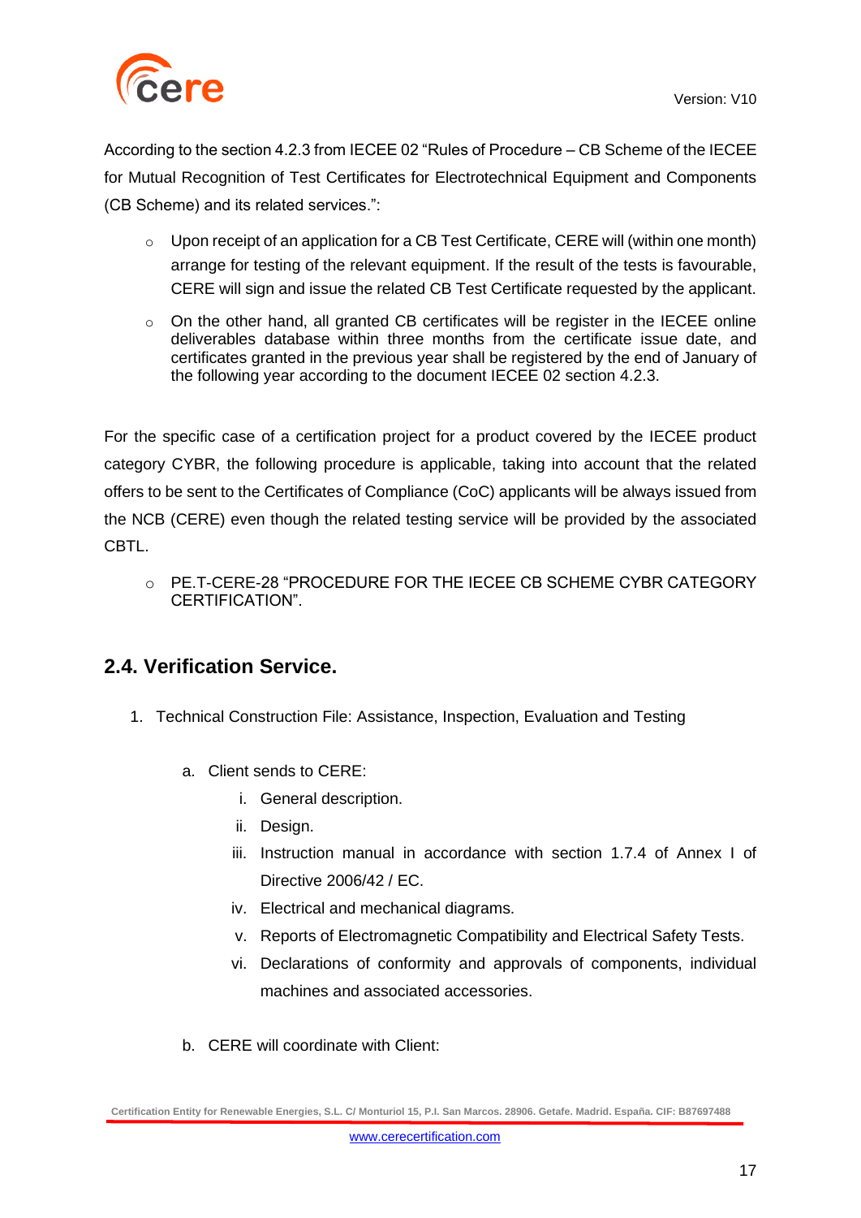According to the section 4.2.3 from IECEE 02 “Rules of Procedure – CB Scheme of the IECEE for Mutual Recognition of Test Certificates for Electrotechnical Equipment and Components (CB Scheme) and its related services.”:

- Upon receipt of an application for a CB Test Certificate, CERE will (within one month) arrange for testing of the relevant equipment. If the result of the tests is favourable, CERE will sign and issue the related CB Test Certificate requested by the applicant.
- On the other hand, all granted CB certificates will be register in the IECEE online deliverables database within three months from the certificate issue date, and certificates granted in the previous year shall be registered by the end of January of the following year according to the document IECEE 02 section 4.2.3.

For the specific case of a certification project for a product covered by the IECEE product category CYBR, the following procedure is applicable, taking into account that the related offers to be sent to the Certificates of Compliance (CoC) applicants will be always issued from the NCB (CERE) even though the related testing service will be provided by the associated CBTL.

- PE.T-CERE-28 “PROCEDURE FOR THE IECEE CB SCHEME CYBR CATEGORY CERTIFICATION”.

## 2.4. Verification Service.

1. Technical Construction File: Assistance, Inspection, Evaluation and Testing

   a. Client sends to CERE:

      i. General description.

      ii. Design.

      iii. Instruction manual in accordance with section 1.7.4 of Annex I of Directive 2006/42 / EC.

      iv. Electrical and mechanical diagrams.

      v. Reports of Electromagnetic Compatibility and Electrical Safety Tests.

      vi. Declarations of conformity and approvals of components, individual machines and associated accessories.

   b. CERE will coordinate with Client: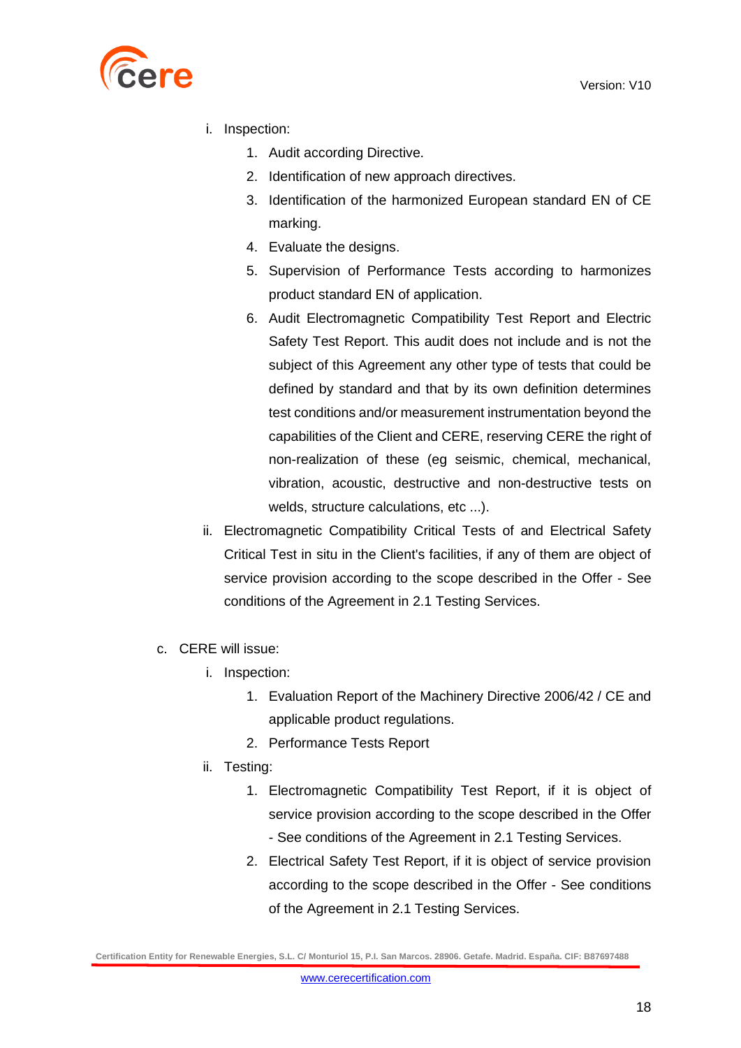i. Inspection:
    1. Audit according Directive.
    2. Identification of new approach directives.
    3. Identification of the harmonized European standard EN of CE marking.
    4. Evaluate the designs.
    5. Supervision of Performance Tests according to harmonizes product standard EN of application.
    6. Audit Electromagnetic Compatibility Test Report and Electric Safety Test Report. This audit does not include and is not the subject of this Agreement any other type of tests that could be defined by standard and that by its own definition determines test conditions and/or measurement instrumentation beyond the capabilities of the Client and CERE, reserving CERE the right of non-realization of these (eg seismic, chemical, mechanical, vibration, acoustic, destructive and non-destructive tests on welds, structure calculations, etc ...).

ii. Electromagnetic Compatibility Critical Tests of and Electrical Safety Critical Test in situ in the Client's facilities, if any of them are object of service provision according to the scope described in the Offer - See conditions of the Agreement in 2.1 Testing Services.

c. CERE will issue:

i. Inspection:
    1. Evaluation Report of the Machinery Directive 2006/42 / CE and applicable product regulations.
    2. Performance Tests Report

ii. Testing:
    1. Electromagnetic Compatibility Test Report, if it is object of service provision according to the scope described in the Offer - See conditions of the Agreement in 2.1 Testing Services.
    2. Electrical Safety Test Report, if it is object of service provision according to the scope described in the Offer - See conditions of the Agreement in 2.1 Testing Services.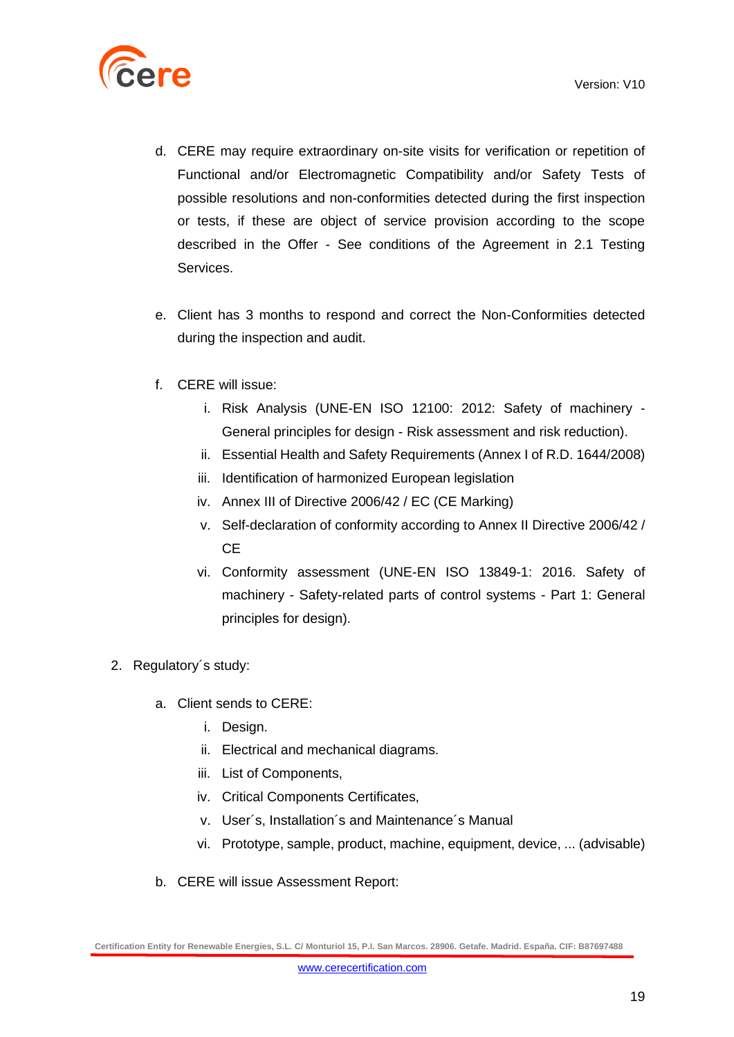d. CERE may require extraordinary on-site visits for verification or repetition of Functional and/or Electromagnetic Compatibility and/or Safety Tests of possible resolutions and non-conformities detected during the first inspection or tests, if these are object of service provision according to the scope described in the Offer - See conditions of the Agreement in 2.1 Testing Services.

e. Client has 3 months to respond and correct the Non-Conformities detected during the inspection and audit.

f. CERE will issue:
   i. Risk Analysis (UNE-EN ISO 12100: 2012: Safety of machinery - General principles for design - Risk assessment and risk reduction).
   ii. Essential Health and Safety Requirements (Annex I of R.D. 1644/2008)
   iii. Identification of harmonized European legislation
   iv. Annex III of Directive 2006/42 / EC (CE Marking)
   v. Self-declaration of conformity according to Annex II Directive 2006/42 / CE
   vi. Conformity assessment (UNE-EN ISO 13849-1: 2016. Safety of machinery - Safety-related parts of control systems - Part 1: General principles for design).

2. Regulatory´s study:

   a. Client sends to CERE:
      i. Design.
      ii. Electrical and mechanical diagrams.
      iii. List of Components,
      iv. Critical Components Certificates,
      v. User´s, Installation´s and Maintenance´s Manual
      vi. Prototype, sample, product, machine, equipment, device, ... (advisable)

   b. CERE will issue Assessment Report: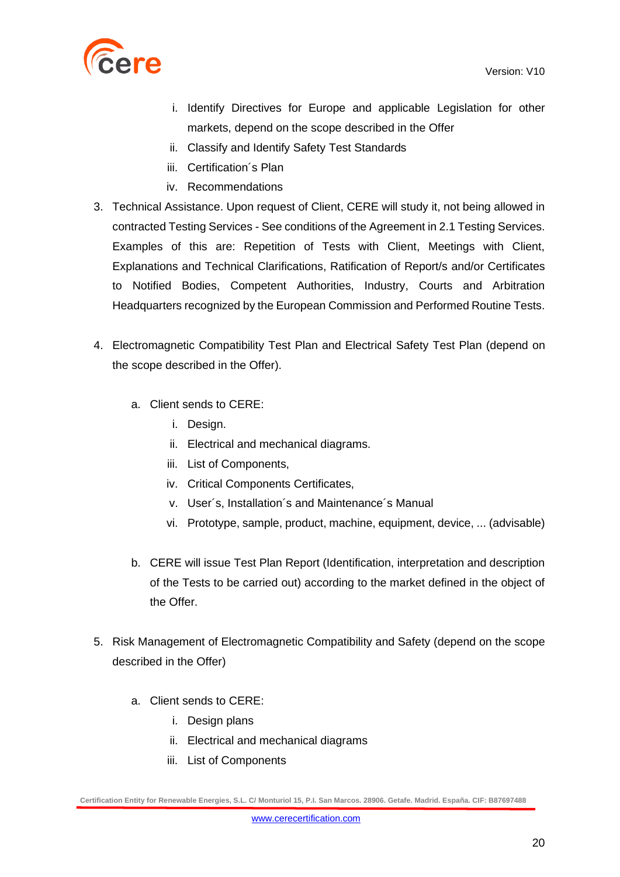i. Identify Directives for Europe and applicable Legislation for other markets, depend on the scope described in the Offer
   ii. Classify and Identify Safety Test Standards
   iii. Certification´s Plan
   iv. Recommendations

3. Technical Assistance. Upon request of Client, CERE will study it, not being allowed in contracted Testing Services - See conditions of the Agreement in 2.1 Testing Services. Examples of this are: Repetition of Tests with Client, Meetings with Client, Explanations and Technical Clarifications, Ratification of Report/s and/or Certificates to Notified Bodies, Competent Authorities, Industry, Courts and Arbitration Headquarters recognized by the European Commission and Performed Routine Tests.

4. Electromagnetic Compatibility Test Plan and Electrical Safety Test Plan (depend on the scope described in the Offer).

   a. Client sends to CERE:
      i. Design.
      ii. Electrical and mechanical diagrams.
      iii. List of Components,
      iv. Critical Components Certificates,
      v. User´s, Installation´s and Maintenance´s Manual
      vi. Prototype, sample, product, machine, equipment, device, ... (advisable)

   b. CERE will issue Test Plan Report (Identification, interpretation and description of the Tests to be carried out) according to the market defined in the object of the Offer.

5. Risk Management of Electromagnetic Compatibility and Safety (depend on the scope described in the Offer)

   a. Client sends to CERE:
      i. Design plans
      ii. Electrical and mechanical diagrams
      iii. List of Components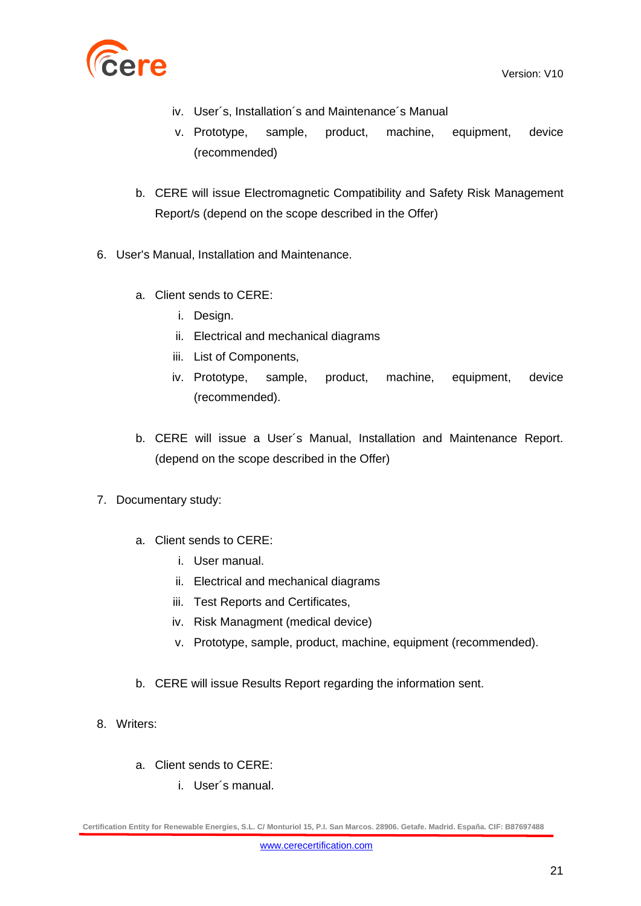iv. User´s, Installation´s and Maintenance´s Manual
   v. Prototype, sample, product, machine, equipment, device (recommended)

b. CERE will issue Electromagnetic Compatibility and Safety Risk Management Report/s (depend on the scope described in the Offer)

6. User's Manual, Installation and Maintenance.

   a. Client sends to CERE:
      i. Design.
      ii. Electrical and mechanical diagrams
      iii. List of Components,
      iv. Prototype, sample, product, machine, equipment, device (recommended).

   b. CERE will issue a User´s Manual, Installation and Maintenance Report. (depend on the scope described in the Offer)

7. Documentary study:

   a. Client sends to CERE:
      i. User manual.
      ii. Electrical and mechanical diagrams
      iii. Test Reports and Certificates,
      iv. Risk Managment (medical device)
      v. Prototype, sample, product, machine, equipment (recommended).

   b. CERE will issue Results Report regarding the information sent.

8. Writers:

   a. Client sends to CERE:
      i. User´s manual.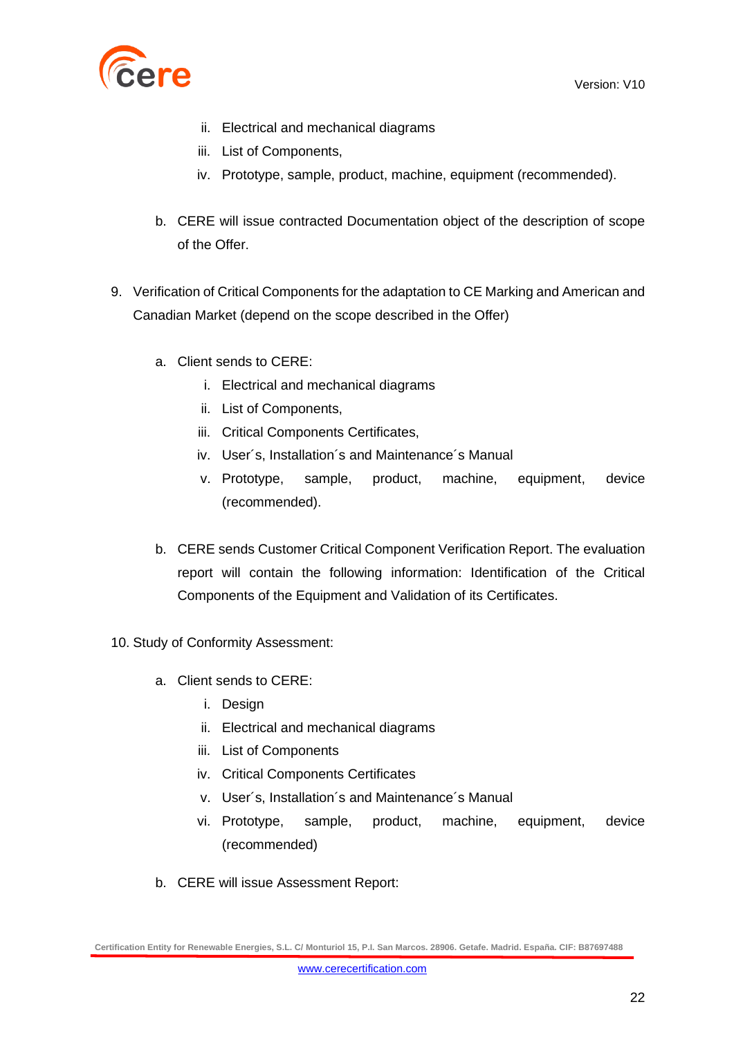ii. Electrical and mechanical diagrams
   iii. List of Components,
   iv. Prototype, sample, product, machine, equipment (recommended).

b. CERE will issue contracted Documentation object of the description of scope of the Offer.

9. Verification of Critical Components for the adaptation to CE Marking and American and Canadian Market (depend on the scope described in the Offer)

   a. Client sends to CERE:
      i. Electrical and mechanical diagrams
      ii. List of Components,
      iii. Critical Components Certificates,
      iv. User´s, Installation´s and Maintenance´s Manual
      v. Prototype, sample, product, machine, equipment, device (recommended).

   b. CERE sends Customer Critical Component Verification Report. The evaluation report will contain the following information: Identification of the Critical Components of the Equipment and Validation of its Certificates.

10. Study of Conformity Assessment:

   a. Client sends to CERE:
      i. Design
      ii. Electrical and mechanical diagrams
      iii. List of Components
      iv. Critical Components Certificates
      v. User´s, Installation´s and Maintenance´s Manual
      vi. Prototype, sample, product, machine, equipment, device (recommended)

   b. CERE will issue Assessment Report: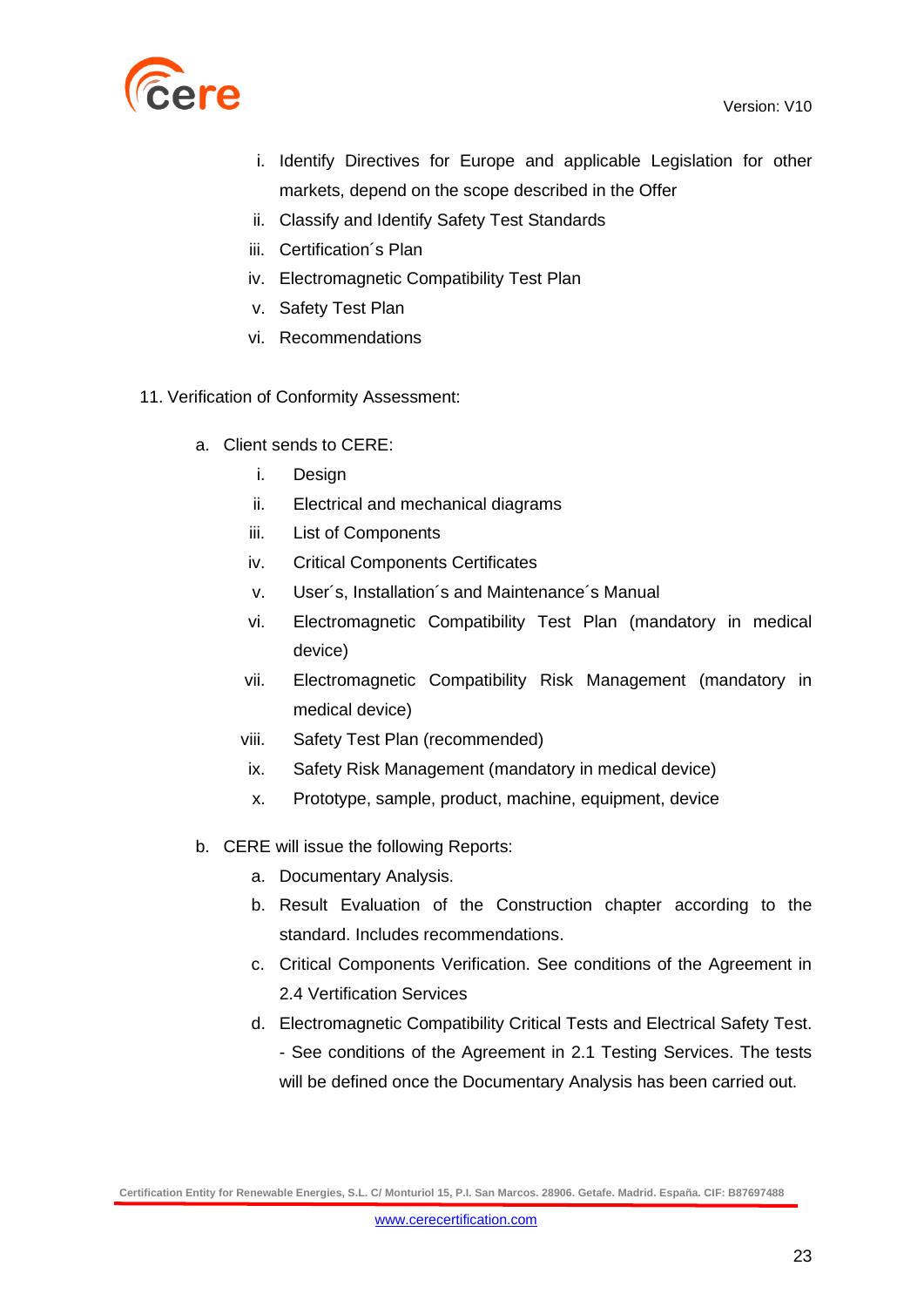i. Identify Directives for Europe and applicable Legislation for other markets, depend on the scope described in the Offer
ii. Classify and Identify Safety Test Standards
iii. Certification´s Plan
iv. Electromagnetic Compatibility Test Plan
v. Safety Test Plan
vi. Recommendations

11. Verification of Conformity Assessment:

a. Client sends to CERE:
    i. Design
    ii. Electrical and mechanical diagrams
    iii. List of Components
    iv. Critical Components Certificates
    v. User´s, Installation´s and Maintenance´s Manual
    vi. Electromagnetic Compatibility Test Plan (mandatory in medical device)
    vii. Electromagnetic Compatibility Risk Management (mandatory in medical device)
    viii. Safety Test Plan (recommended)
    ix. Safety Risk Management (mandatory in medical device)
    x. Prototype, sample, product, machine, equipment, device

b. CERE will issue the following Reports:
    a. Documentary Analysis.
    b. Result Evaluation of the Construction chapter according to the standard. Includes recommendations.
    c. Critical Components Verification. See conditions of the Agreement in 2.4 Vertification Services
    d. Electromagnetic Compatibility Critical Tests and Electrical Safety Test. - See conditions of the Agreement in 2.1 Testing Services. The tests will be defined once the Documentary Analysis has been carried out.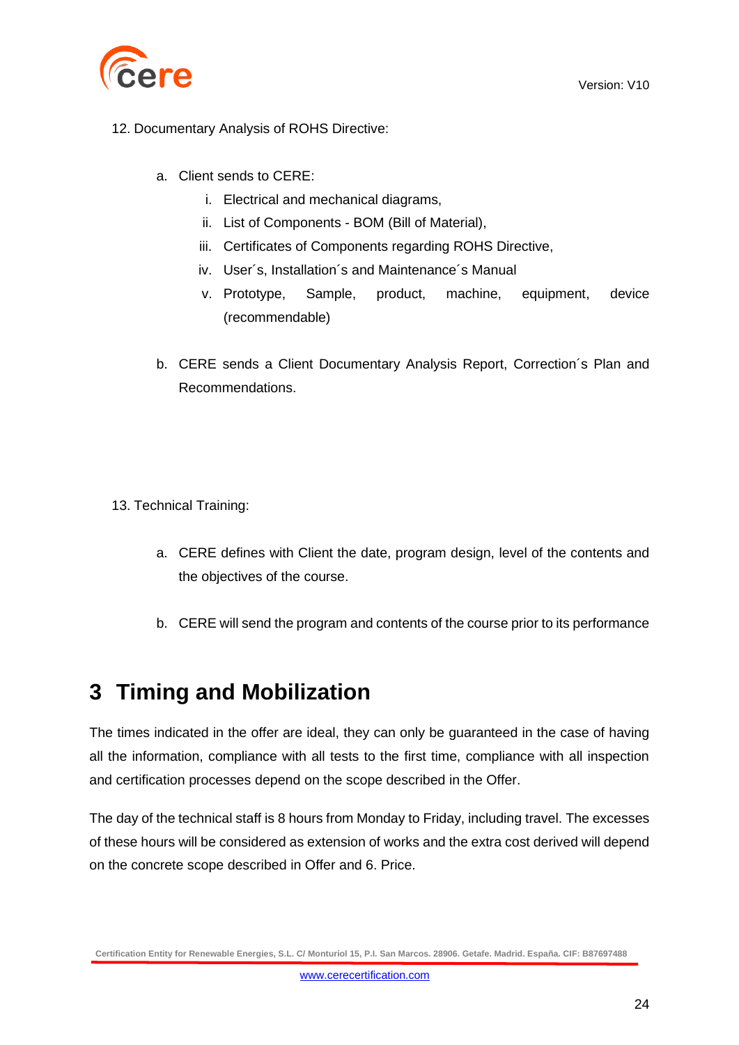12. Documentary Analysis of ROHS Directive:

   a. Client sends to CERE:
      i. Electrical and mechanical diagrams,
      ii. List of Components - BOM (Bill of Material),
      iii. Certificates of Components regarding ROHS Directive,
      iv. User´s, Installation´s and Maintenance´s Manual
      v. Prototype, Sample, product, machine, equipment, device (recommendable)

   b. CERE sends a Client Documentary Analysis Report, Correction´s Plan and Recommendations.

13. Technical Training:

   a. CERE defines with Client the date, program design, level of the contents and the objectives of the course.

   b. CERE will send the program and contents of the course prior to its performance

# 3 Timing and Mobilization

The times indicated in the offer are ideal, they can only be guaranteed in the case of having all the information, compliance with all tests to the first time, compliance with all inspection and certification processes depend on the scope described in the Offer.

The day of the technical staff is 8 hours from Monday to Friday, including travel. The excesses of these hours will be considered as extension of works and the extra cost derived will depend on the concrete scope described in Offer and 6. Price.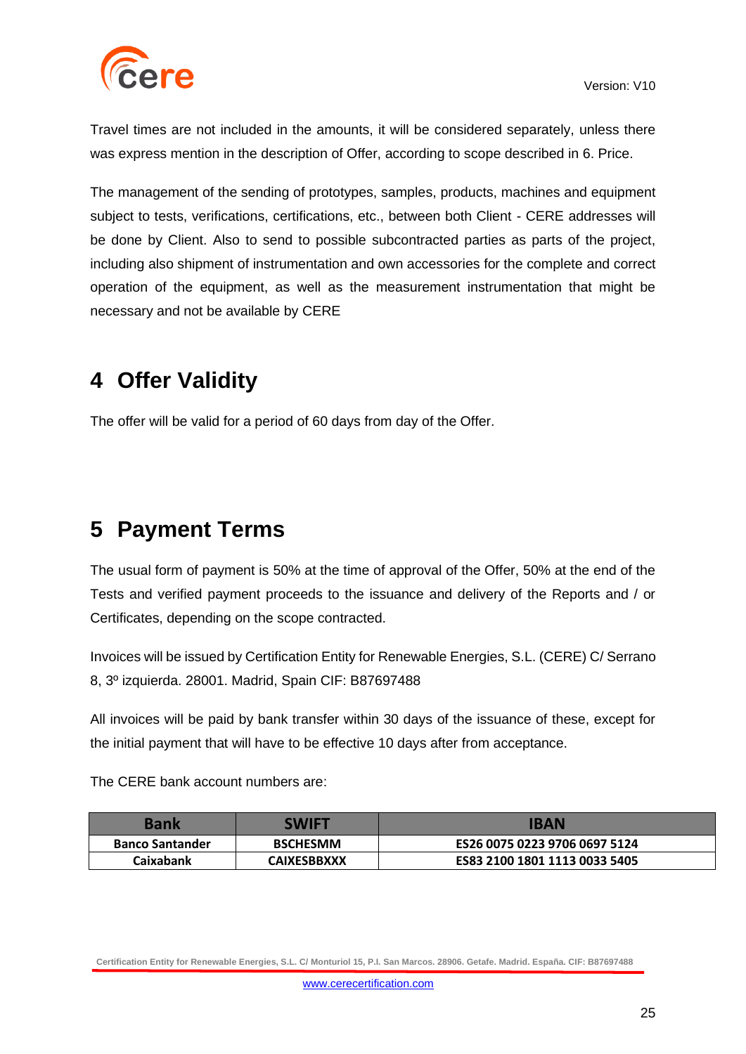Travel times are not included in the amounts, it will be considered separately, unless there was express mention in the description of Offer, according to scope described in 6. Price.

The management of the sending of prototypes, samples, products, machines and equipment subject to tests, verifications, certifications, etc., between both Client - CERE addresses will be done by Client. Also to send to possible subcontracted parties as parts of the project, including also shipment of instrumentation and own accessories for the complete and correct operation of the equipment, as well as the measurement instrumentation that might be necessary and not be available by CERE

# 4 Offer Validity

The offer will be valid for a period of 60 days from day of the Offer.

# 5 Payment Terms

The usual form of payment is 50% at the time of approval of the Offer, 50% at the end of the Tests and verified payment proceeds to the issuance and delivery of the Reports and / or Certificates, depending on the scope contracted.

Invoices will be issued by Certification Entity for Renewable Energies, S.L. (CERE) C/ Serrano 8, 3º izquierda. 28001. Madrid, Spain CIF: B87697488

All invoices will be paid by bank transfer within 30 days of the issuance of these, except for the initial payment that will have to be effective 10 days after from acceptance.

The CERE bank account numbers are:

| Bank | SWIFT | IBAN |
|---|---|---|
| **Banco Santander** | **BSCHESMM** | **ES26 0075 0223 9706 0697 5124** |
| **Caixabank** | **CAIXESBBXXX** | **ES83 2100 1801 1113 0033 5405** |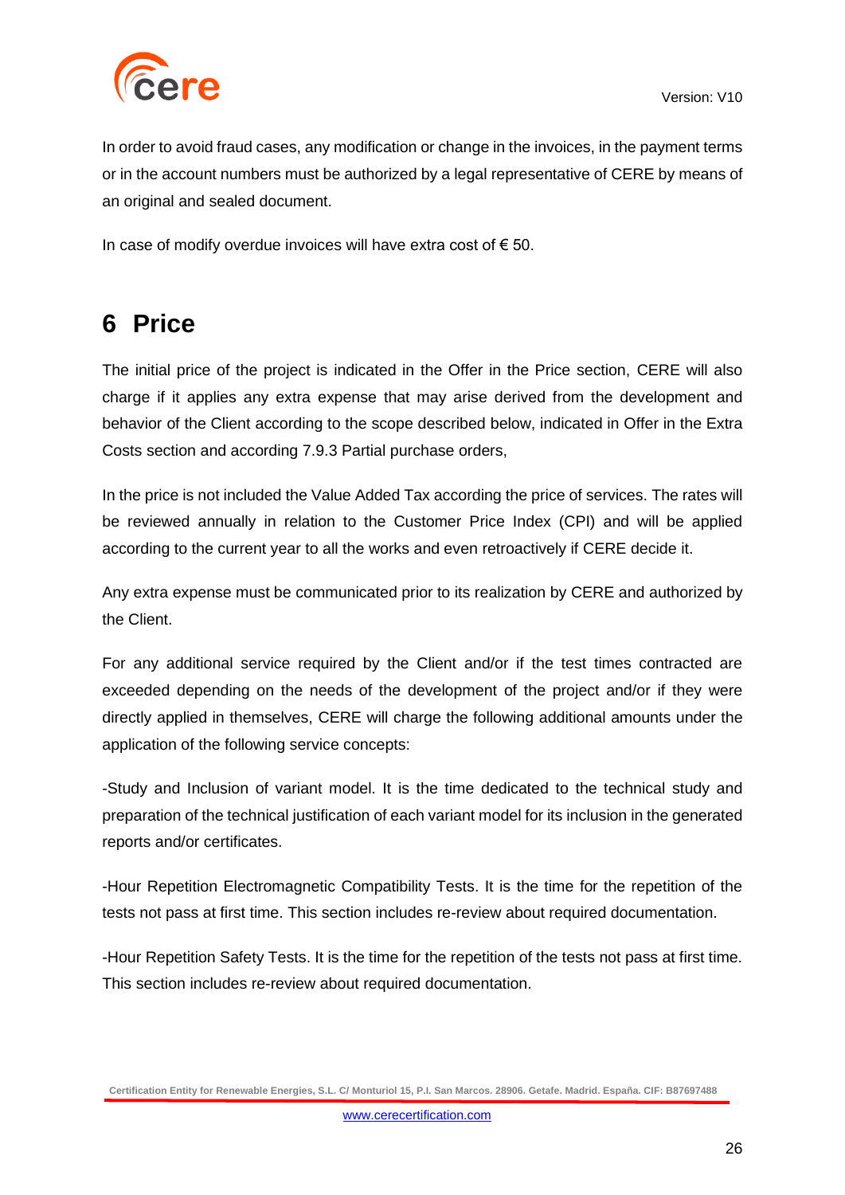In order to avoid fraud cases, any modification or change in the invoices, in the payment terms or in the account numbers must be authorized by a legal representative of CERE by means of an original and sealed document.

In case of modify overdue invoices will have extra cost of € 50.

# 6 Price

The initial price of the project is indicated in the Offer in the Price section, CERE will also charge if it applies any extra expense that may arise derived from the development and behavior of the Client according to the scope described below, indicated in Offer in the Extra Costs section and according 7.9.3 Partial purchase orders,

In the price is not included the Value Added Tax according the price of services. The rates will be reviewed annually in relation to the Customer Price Index (CPI) and will be applied according to the current year to all the works and even retroactively if CERE decide it.

Any extra expense must be communicated prior to its realization by CERE and authorized by the Client.

For any additional service required by the Client and/or if the test times contracted are exceeded depending on the needs of the development of the project and/or if they were directly applied in themselves, CERE will charge the following additional amounts under the application of the following service concepts:

-Study and Inclusion of variant model. It is the time dedicated to the technical study and preparation of the technical justification of each variant model for its inclusion in the generated reports and/or certificates.

-Hour Repetition Electromagnetic Compatibility Tests. It is the time for the repetition of the tests not pass at first time. This section includes re-review about required documentation.

-Hour Repetition Safety Tests. It is the time for the repetition of the tests not pass at first time. This section includes re-review about required documentation.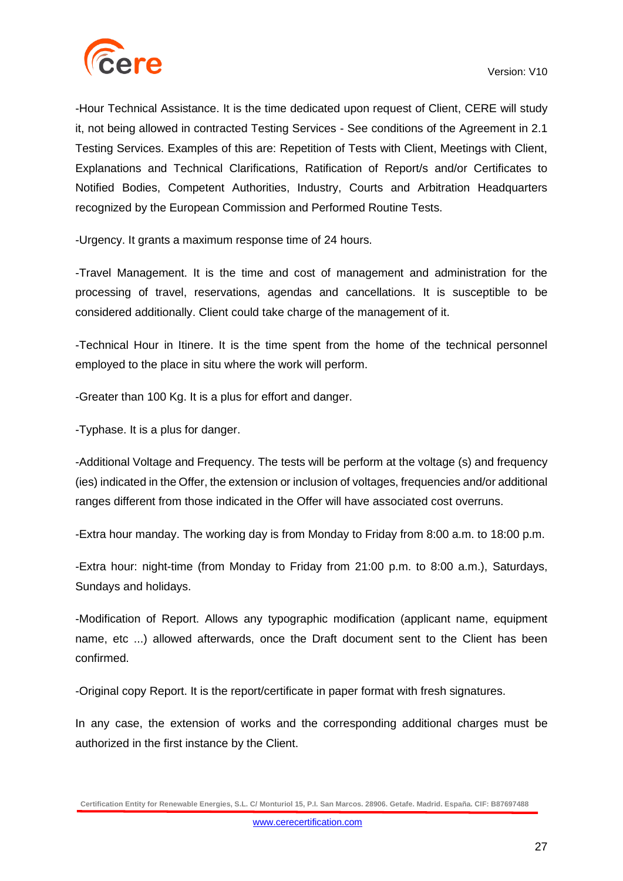-Hour Technical Assistance. It is the time dedicated upon request of Client, CERE will study it, not being allowed in contracted Testing Services - See conditions of the Agreement in 2.1 Testing Services. Examples of this are: Repetition of Tests with Client, Meetings with Client, Explanations and Technical Clarifications, Ratification of Report/s and/or Certificates to Notified Bodies, Competent Authorities, Industry, Courts and Arbitration Headquarters recognized by the European Commission and Performed Routine Tests.

-Urgency. It grants a maximum response time of 24 hours.

-Travel Management. It is the time and cost of management and administration for the processing of travel, reservations, agendas and cancellations. It is susceptible to be considered additionally. Client could take charge of the management of it.

-Technical Hour in Itinere. It is the time spent from the home of the technical personnel employed to the place in situ where the work will perform.

-Greater than 100 Kg. It is a plus for effort and danger.

-Typhase. It is a plus for danger.

-Additional Voltage and Frequency. The tests will be perform at the voltage (s) and frequency (ies) indicated in the Offer, the extension or inclusion of voltages, frequencies and/or additional ranges different from those indicated in the Offer will have associated cost overruns.

-Extra hour manday. The working day is from Monday to Friday from 8:00 a.m. to 18:00 p.m.

-Extra hour: night-time (from Monday to Friday from 21:00 p.m. to 8:00 a.m.), Saturdays, Sundays and holidays.

-Modification of Report. Allows any typographic modification (applicant name, equipment name, etc ...) allowed afterwards, once the Draft document sent to the Client has been confirmed.

-Original copy Report. It is the report/certificate in paper format with fresh signatures.

In any case, the extension of works and the corresponding additional charges must be authorized in the first instance by the Client.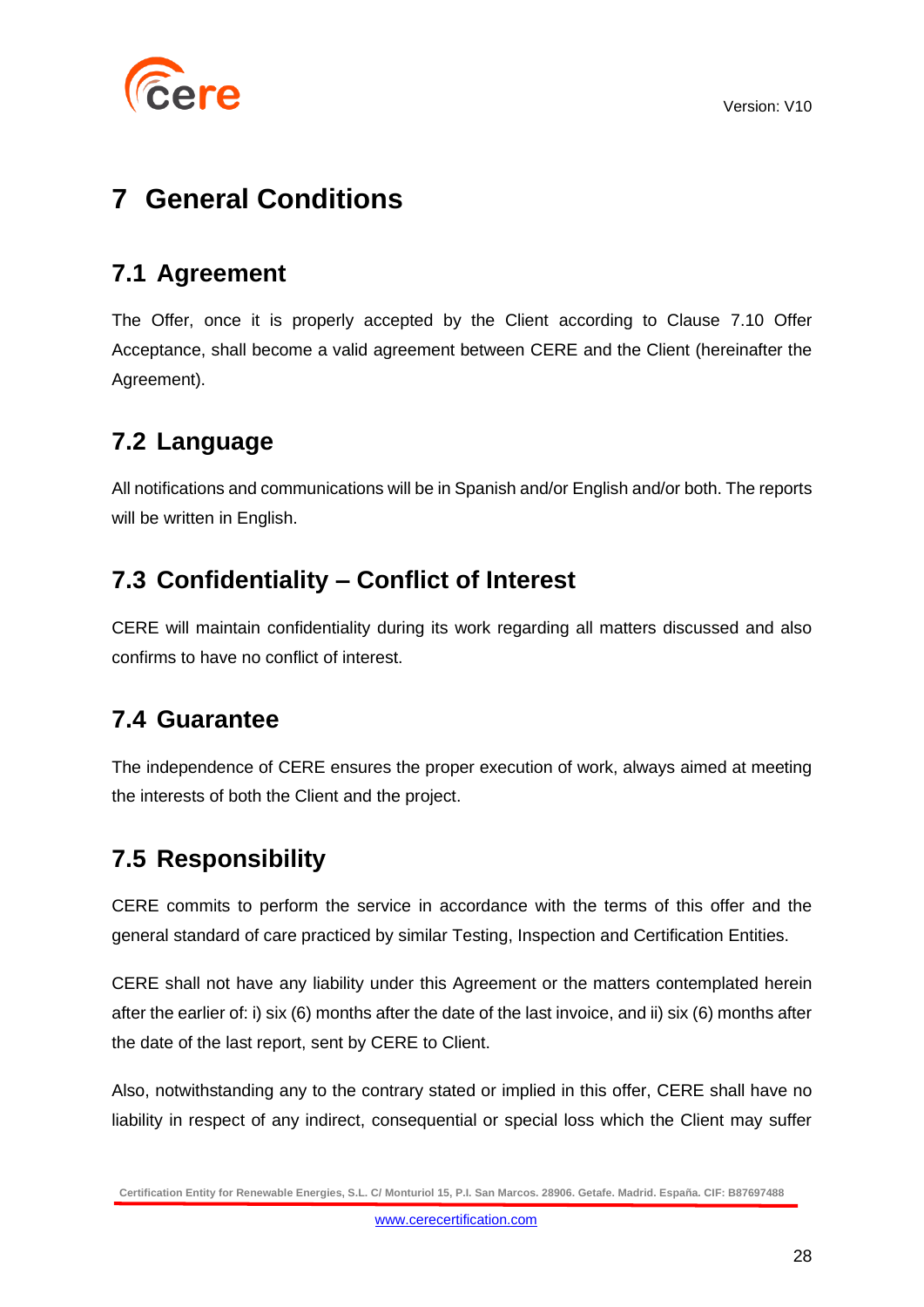# 7 General Conditions

## 7.1 Agreement

The Offer, once it is properly accepted by the Client according to Clause 7.10 Offer Acceptance, shall become a valid agreement between CERE and the Client (hereinafter the Agreement).

## 7.2 Language

All notifications and communications will be in Spanish and/or English and/or both. The reports will be written in English.

## 7.3 Confidentiality – Conflict of Interest

CERE will maintain confidentiality during its work regarding all matters discussed and also confirms to have no conflict of interest.

## 7.4 Guarantee

The independence of CERE ensures the proper execution of work, always aimed at meeting the interests of both the Client and the project.

## 7.5 Responsibility

CERE commits to perform the service in accordance with the terms of this offer and the general standard of care practiced by similar Testing, Inspection and Certification Entities.

CERE shall not have any liability under this Agreement or the matters contemplated herein after the earlier of: i) six (6) months after the date of the last invoice, and ii) six (6) months after the date of the last report, sent by CERE to Client.

Also, notwithstanding any to the contrary stated or implied in this offer, CERE shall have no liability in respect of any indirect, consequential or special loss which the Client may suffer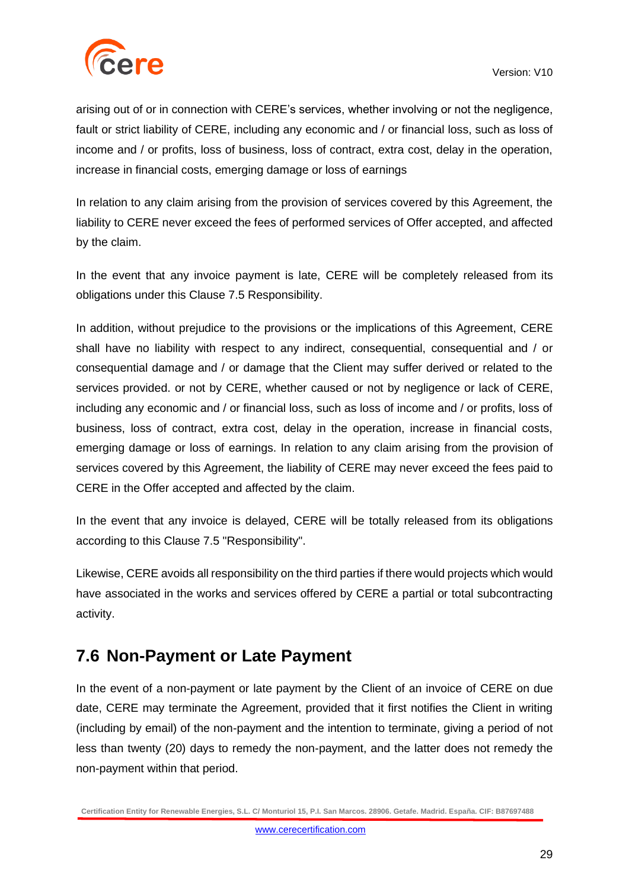arising out of or in connection with CERE's services, whether involving or not the negligence, fault or strict liability of CERE, including any economic and / or financial loss, such as loss of income and / or profits, loss of business, loss of contract, extra cost, delay in the operation, increase in financial costs, emerging damage or loss of earnings

In relation to any claim arising from the provision of services covered by this Agreement, the liability to CERE never exceed the fees of performed services of Offer accepted, and affected by the claim.

In the event that any invoice payment is late, CERE will be completely released from its obligations under this Clause 7.5 Responsibility.

In addition, without prejudice to the provisions or the implications of this Agreement, CERE shall have no liability with respect to any indirect, consequential, consequential and / or consequential damage and / or damage that the Client may suffer derived or related to the services provided. or not by CERE, whether caused or not by negligence or lack of CERE, including any economic and / or financial loss, such as loss of income and / or profits, loss of business, loss of contract, extra cost, delay in the operation, increase in financial costs, emerging damage or loss of earnings. In relation to any claim arising from the provision of services covered by this Agreement, the liability of CERE may never exceed the fees paid to CERE in the Offer accepted and affected by the claim.

In the event that any invoice is delayed, CERE will be totally released from its obligations according to this Clause 7.5 "Responsibility".

Likewise, CERE avoids all responsibility on the third parties if there would projects which would have associated in the works and services offered by CERE a partial or total subcontracting activity.

## 7.6 Non-Payment or Late Payment

In the event of a non-payment or late payment by the Client of an invoice of CERE on due date, CERE may terminate the Agreement, provided that it first notifies the Client in writing (including by email) of the non-payment and the intention to terminate, giving a period of not less than twenty (20) days to remedy the non-payment, and the latter does not remedy the non-payment within that period.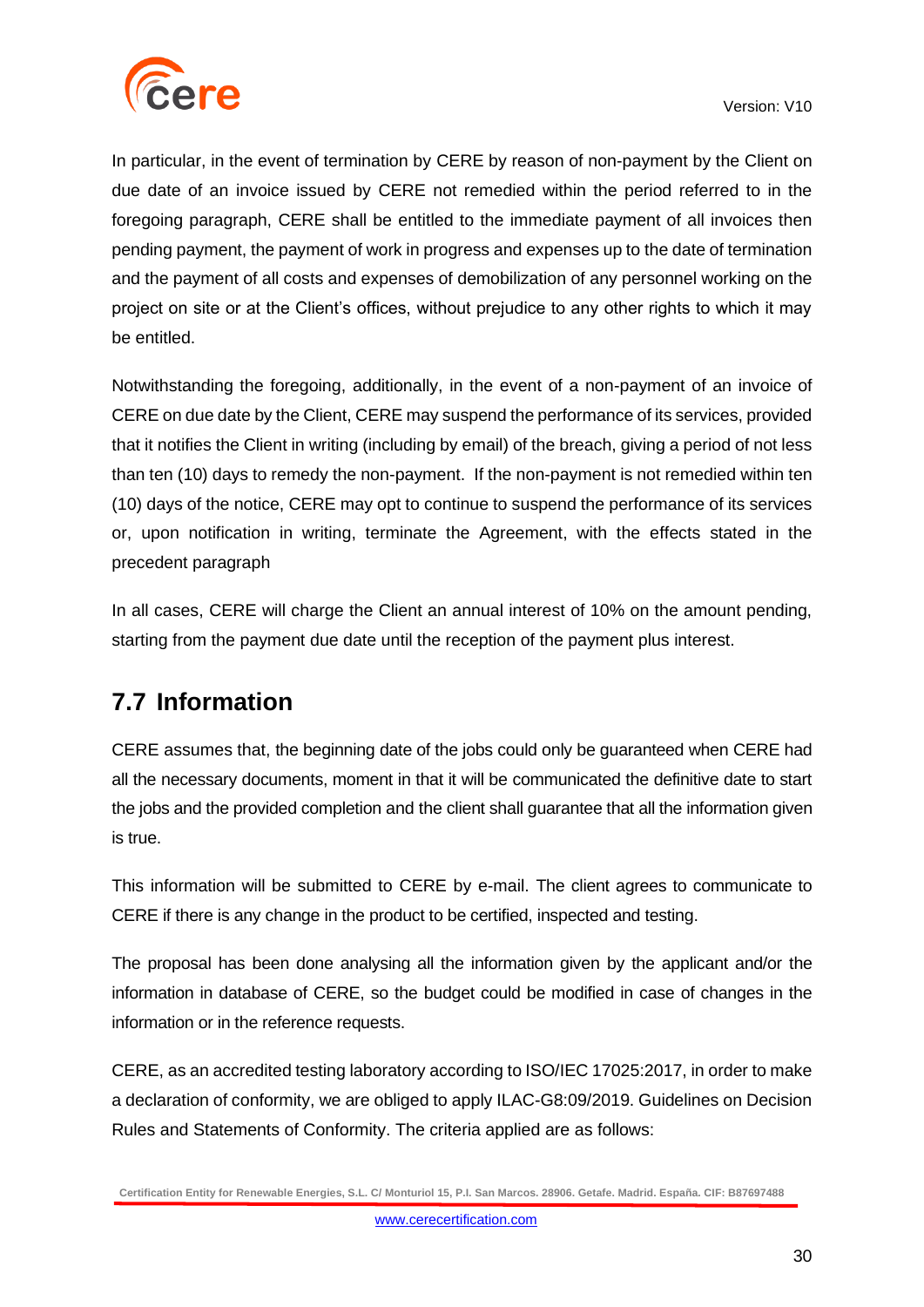In particular, in the event of termination by CERE by reason of non-payment by the Client on due date of an invoice issued by CERE not remedied within the period referred to in the foregoing paragraph, CERE shall be entitled to the immediate payment of all invoices then pending payment, the payment of work in progress and expenses up to the date of termination and the payment of all costs and expenses of demobilization of any personnel working on the project on site or at the Client's offices, without prejudice to any other rights to which it may be entitled.

Notwithstanding the foregoing, additionally, in the event of a non-payment of an invoice of CERE on due date by the Client, CERE may suspend the performance of its services, provided that it notifies the Client in writing (including by email) of the breach, giving a period of not less than ten (10) days to remedy the non-payment. If the non-payment is not remedied within ten (10) days of the notice, CERE may opt to continue to suspend the performance of its services or, upon notification in writing, terminate the Agreement, with the effects stated in the precedent paragraph

In all cases, CERE will charge the Client an annual interest of 10% on the amount pending, starting from the payment due date until the reception of the payment plus interest.

## 7.7 Information

CERE assumes that, the beginning date of the jobs could only be guaranteed when CERE had all the necessary documents, moment in that it will be communicated the definitive date to start the jobs and the provided completion and the client shall guarantee that all the information given is true.

This information will be submitted to CERE by e-mail. The client agrees to communicate to CERE if there is any change in the product to be certified, inspected and testing.

The proposal has been done analysing all the information given by the applicant and/or the information in database of CERE, so the budget could be modified in case of changes in the information or in the reference requests.

CERE, as an accredited testing laboratory according to ISO/IEC 17025:2017, in order to make a declaration of conformity, we are obliged to apply ILAC-G8:09/2019. Guidelines on Decision Rules and Statements of Conformity. The criteria applied are as follows: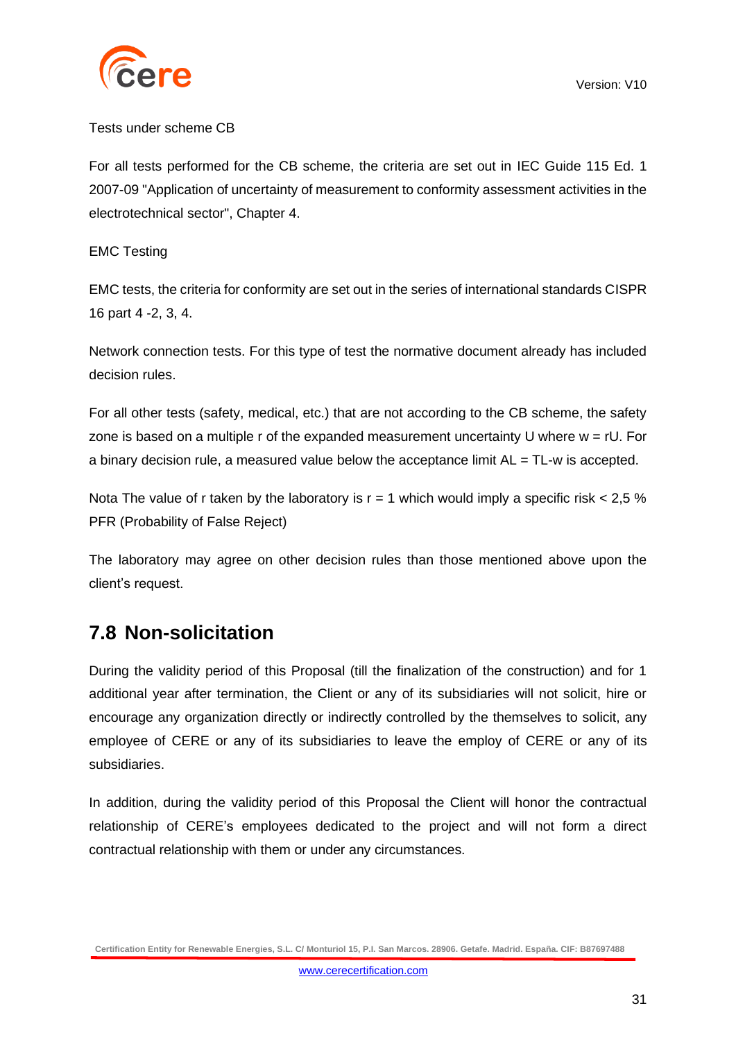Tests under scheme CB

For all tests performed for the CB scheme, the criteria are set out in IEC Guide 115 Ed. 1 2007-09 "Application of uncertainty of measurement to conformity assessment activities in the electrotechnical sector", Chapter 4.

EMC Testing

EMC tests, the criteria for conformity are set out in the series of international standards CISPR 16 part 4 -2, 3, 4.

Network connection tests. For this type of test the normative document already has included decision rules.

For all other tests (safety, medical, etc.) that are not according to the CB scheme, the safety zone is based on a multiple r of the expanded measurement uncertainty U where $w = rU$. For a binary decision rule, a measured value below the acceptance limit $AL = TL-w$ is accepted.

Nota The value of r taken by the laboratory is $r = 1$ which would imply a specific risk < 2,5 % PFR (Probability of False Reject)

The laboratory may agree on other decision rules than those mentioned above upon the client's request.

## 7.8 Non-solicitation

During the validity period of this Proposal (till the finalization of the construction) and for 1 additional year after termination, the Client or any of its subsidiaries will not solicit, hire or encourage any organization directly or indirectly controlled by the themselves to solicit, any employee of CERE or any of its subsidiaries to leave the employ of CERE or any of its subsidiaries.

In addition, during the validity period of this Proposal the Client will honor the contractual relationship of CERE's employees dedicated to the project and will not form a direct contractual relationship with them or under any circumstances.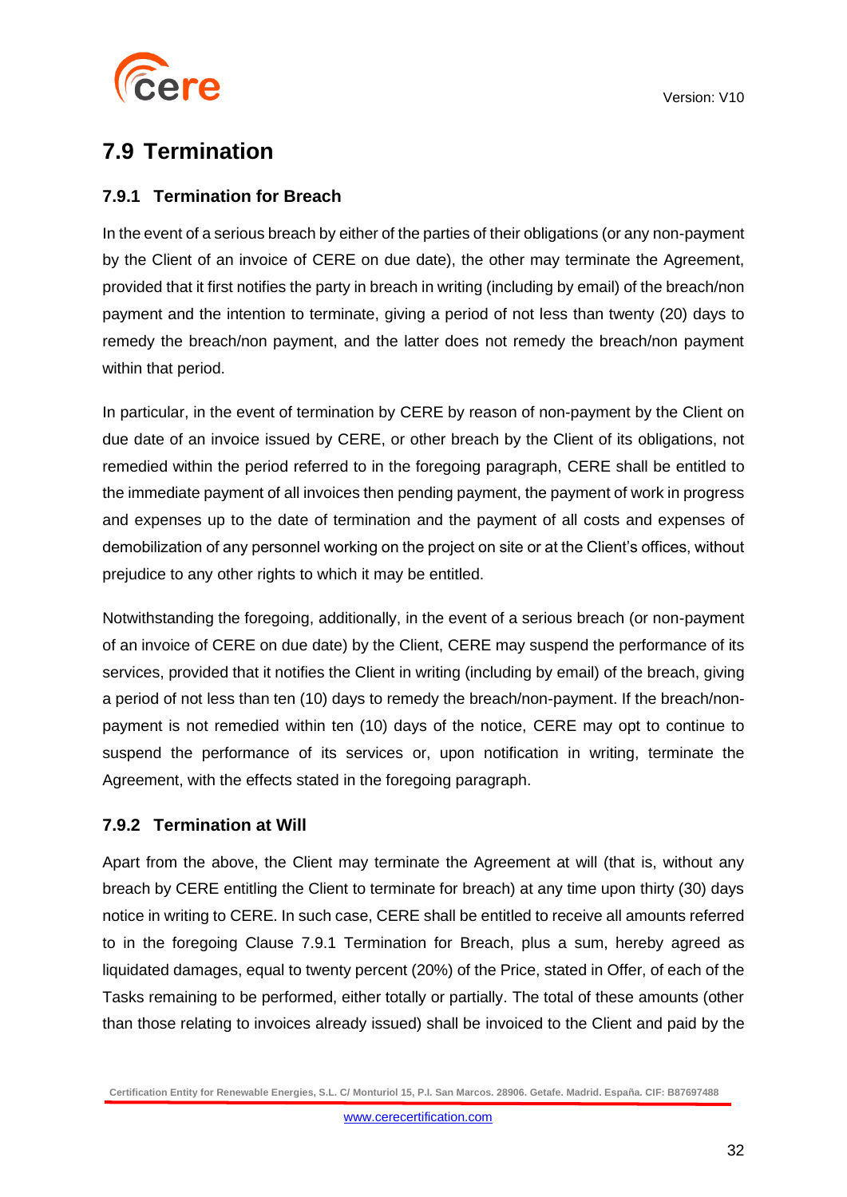## 7.9 Termination

### 7.9.1 Termination for Breach

In the event of a serious breach by either of the parties of their obligations (or any non-payment by the Client of an invoice of CERE on due date), the other may terminate the Agreement, provided that it first notifies the party in breach in writing (including by email) of the breach/non payment and the intention to terminate, giving a period of not less than twenty (20) days to remedy the breach/non payment, and the latter does not remedy the breach/non payment within that period.

In particular, in the event of termination by CERE by reason of non-payment by the Client on due date of an invoice issued by CERE, or other breach by the Client of its obligations, not remedied within the period referred to in the foregoing paragraph, CERE shall be entitled to the immediate payment of all invoices then pending payment, the payment of work in progress and expenses up to the date of termination and the payment of all costs and expenses of demobilization of any personnel working on the project on site or at the Client's offices, without prejudice to any other rights to which it may be entitled.

Notwithstanding the foregoing, additionally, in the event of a serious breach (or non-payment of an invoice of CERE on due date) by the Client, CERE may suspend the performance of its services, provided that it notifies the Client in writing (including by email) of the breach, giving a period of not less than ten (10) days to remedy the breach/non-payment. If the breach/non-payment is not remedied within ten (10) days of the notice, CERE may opt to continue to suspend the performance of its services or, upon notification in writing, terminate the Agreement, with the effects stated in the foregoing paragraph.

### 7.9.2 Termination at Will

Apart from the above, the Client may terminate the Agreement at will (that is, without any breach by CERE entitling the Client to terminate for breach) at any time upon thirty (30) days notice in writing to CERE. In such case, CERE shall be entitled to receive all amounts referred to in the foregoing Clause 7.9.1 Termination for Breach, plus a sum, hereby agreed as liquidated damages, equal to twenty percent (20%) of the Price, stated in Offer, of each of the Tasks remaining to be performed, either totally or partially. The total of these amounts (other than those relating to invoices already issued) shall be invoiced to the Client and paid by the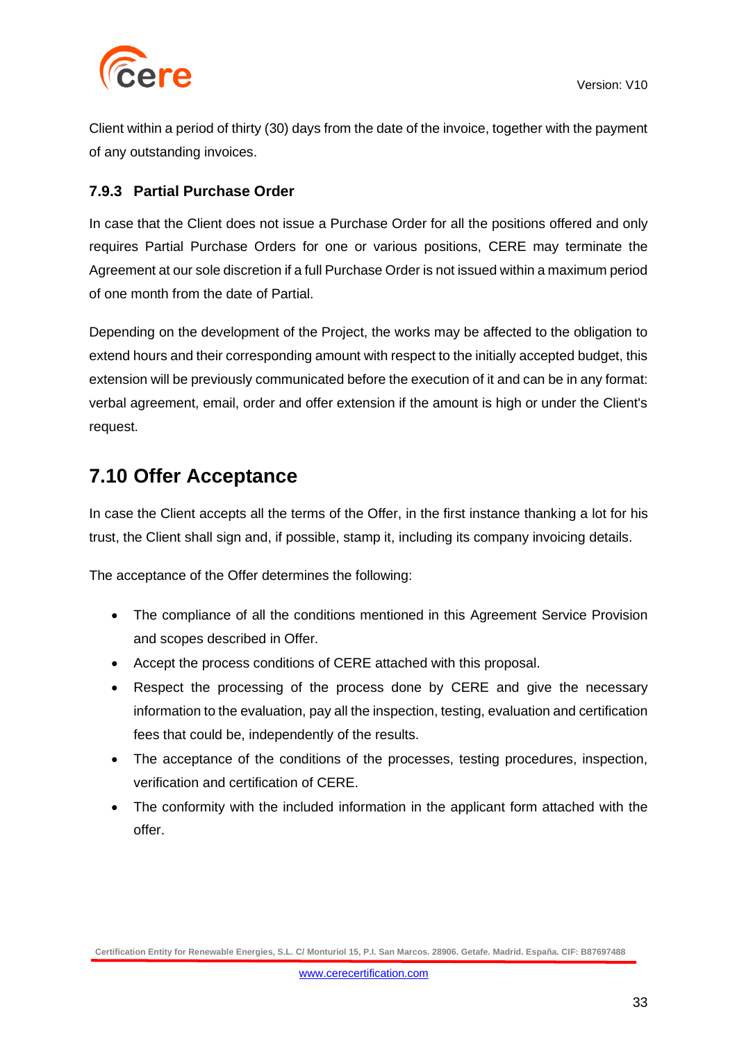Client within a period of thirty (30) days from the date of the invoice, together with the payment of any outstanding invoices.

### 7.9.3 Partial Purchase Order

In case that the Client does not issue a Purchase Order for all the positions offered and only requires Partial Purchase Orders for one or various positions, CERE may terminate the Agreement at our sole discretion if a full Purchase Order is not issued within a maximum period of one month from the date of Partial.

Depending on the development of the Project, the works may be affected to the obligation to extend hours and their corresponding amount with respect to the initially accepted budget, this extension will be previously communicated before the execution of it and can be in any format: verbal agreement, email, order and offer extension if the amount is high or under the Client's request.

## 7.10 Offer Acceptance

In case the Client accepts all the terms of the Offer, in the first instance thanking a lot for his trust, the Client shall sign and, if possible, stamp it, including its company invoicing details.

The acceptance of the Offer determines the following:

- The compliance of all the conditions mentioned in this Agreement Service Provision and scopes described in Offer.
- Accept the process conditions of CERE attached with this proposal.
- Respect the processing of the process done by CERE and give the necessary information to the evaluation, pay all the inspection, testing, evaluation and certification fees that could be, independently of the results.
- The acceptance of the conditions of the processes, testing procedures, inspection, verification and certification of CERE.
- The conformity with the included information in the applicant form attached with the offer.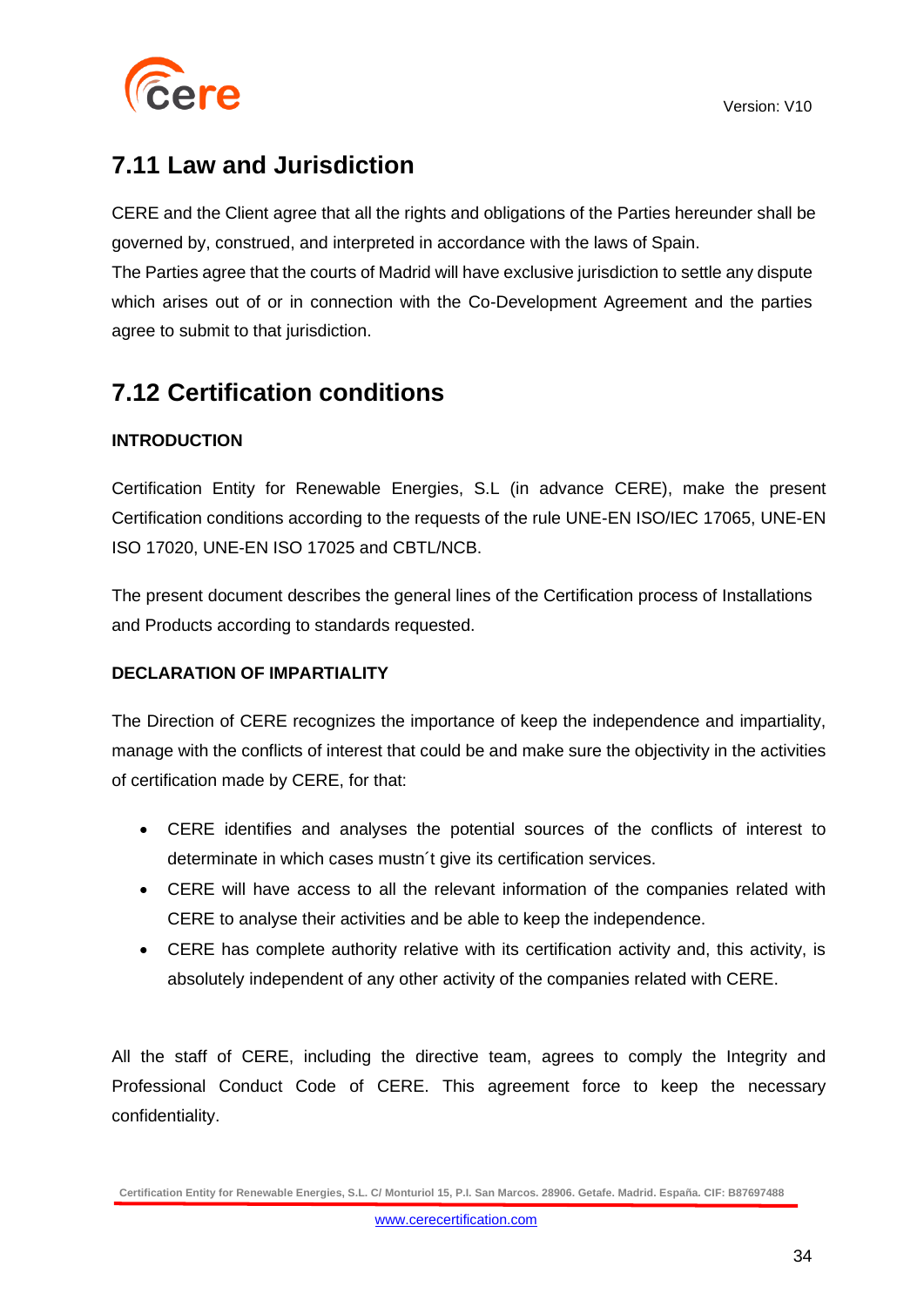## 7.11 Law and Jurisdiction

CERE and the Client agree that all the rights and obligations of the Parties hereunder shall be governed by, construed, and interpreted in accordance with the laws of Spain.
The Parties agree that the courts of Madrid will have exclusive jurisdiction to settle any dispute which arises out of or in connection with the Co-Development Agreement and the parties agree to submit to that jurisdiction.

## 7.12 Certification conditions

**INTRODUCTION**

Certification Entity for Renewable Energies, S.L (in advance CERE), make the present Certification conditions according to the requests of the rule UNE-EN ISO/IEC 17065, UNE-EN ISO 17020, UNE-EN ISO 17025 and CBTL/NCB.

The present document describes the general lines of the Certification process of Installations and Products according to standards requested.

**DECLARATION OF IMPARTIALITY**

The Direction of CERE recognizes the importance of keep the independence and impartiality, manage with the conflicts of interest that could be and make sure the objectivity in the activities of certification made by CERE, for that:

- CERE identifies and analyses the potential sources of the conflicts of interest to determinate in which cases mustn´t give its certification services.
- CERE will have access to all the relevant information of the companies related with CERE to analyse their activities and be able to keep the independence.
- CERE has complete authority relative with its certification activity and, this activity, is absolutely independent of any other activity of the companies related with CERE.

All the staff of CERE, including the directive team, agrees to comply the Integrity and Professional Conduct Code of CERE. This agreement force to keep the necessary confidentiality.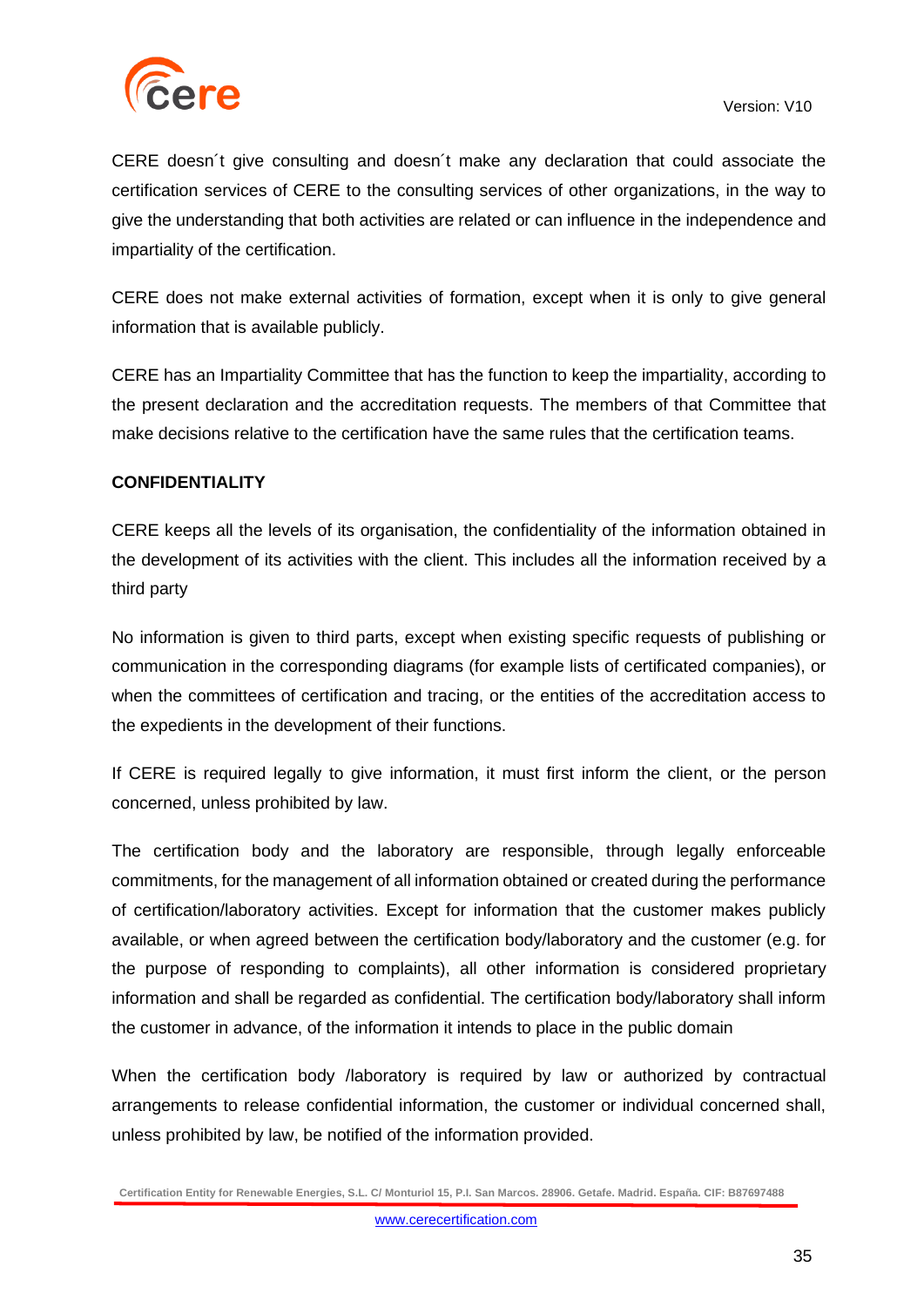CERE doesn´t give consulting and doesn´t make any declaration that could associate the certification services of CERE to the consulting services of other organizations, in the way to give the understanding that both activities are related or can influence in the independence and impartiality of the certification.

CERE does not make external activities of formation, except when it is only to give general information that is available publicly.

CERE has an Impartiality Committee that has the function to keep the impartiality, according to the present declaration and the accreditation requests. The members of that Committee that make decisions relative to the certification have the same rules that the certification teams.

**CONFIDENTIALITY**

CERE keeps all the levels of its organisation, the confidentiality of the information obtained in the development of its activities with the client. This includes all the information received by a third party

No information is given to third parts, except when existing specific requests of publishing or communication in the corresponding diagrams (for example lists of certificated companies), or when the committees of certification and tracing, or the entities of the accreditation access to the expedients in the development of their functions.

If CERE is required legally to give information, it must first inform the client, or the person concerned, unless prohibited by law.

The certification body and the laboratory are responsible, through legally enforceable commitments, for the management of all information obtained or created during the performance of certification/laboratory activities. Except for information that the customer makes publicly available, or when agreed between the certification body/laboratory and the customer (e.g. for the purpose of responding to complaints), all other information is considered proprietary information and shall be regarded as confidential. The certification body/laboratory shall inform the customer in advance, of the information it intends to place in the public domain

When the certification body /laboratory is required by law or authorized by contractual arrangements to release confidential information, the customer or individual concerned shall, unless prohibited by law, be notified of the information provided.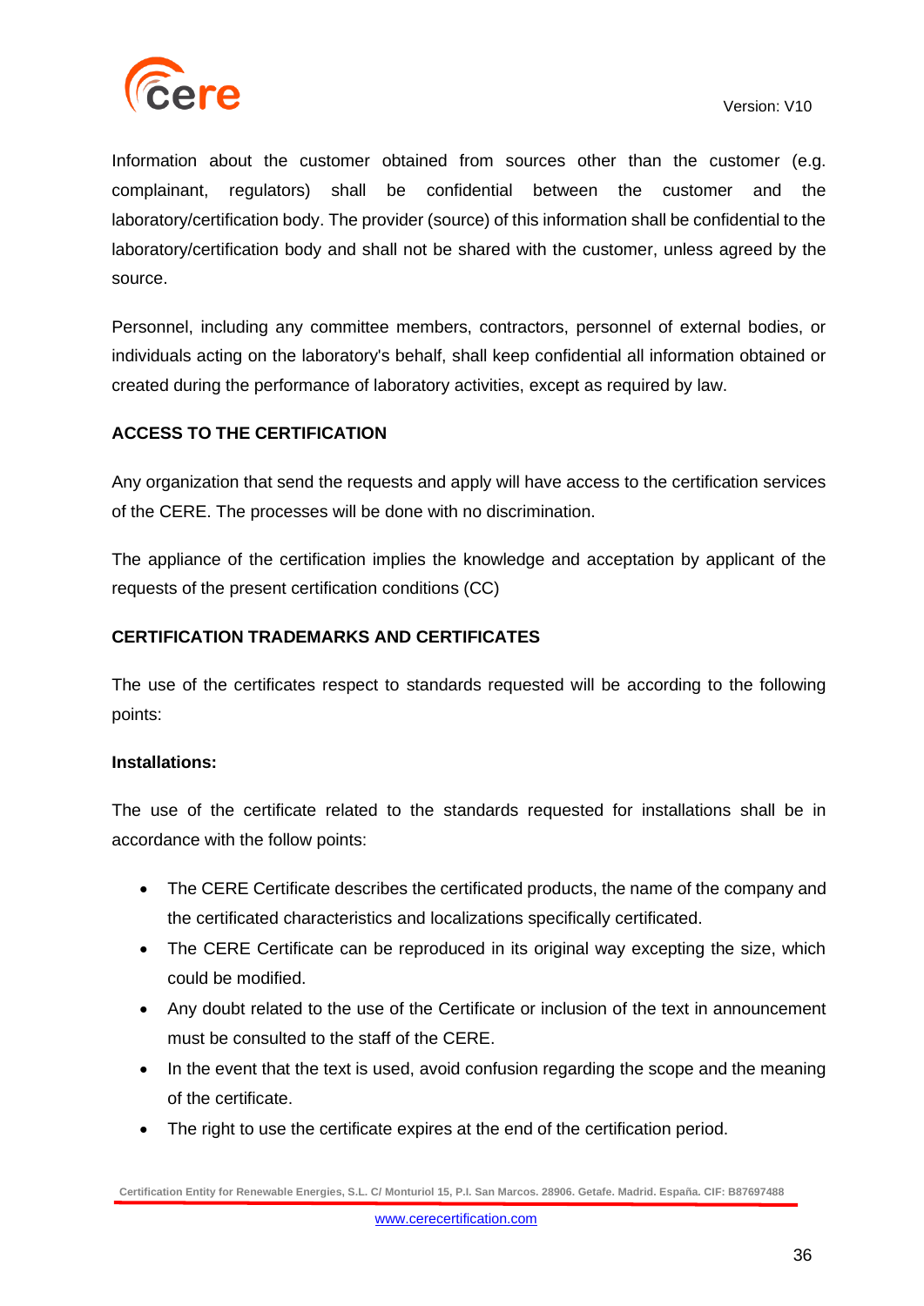Information about the customer obtained from sources other than the customer (e.g. complainant, regulators) shall be confidential between the customer and the laboratory/certification body. The provider (source) of this information shall be confidential to the laboratory/certification body and shall not be shared with the customer, unless agreed by the source.

Personnel, including any committee members, contractors, personnel of external bodies, or individuals acting on the laboratory's behalf, shall keep confidential all information obtained or created during the performance of laboratory activities, except as required by law.

## ACCESS TO THE CERTIFICATION

Any organization that send the requests and apply will have access to the certification services of the CERE. The processes will be done with no discrimination.

The appliance of the certification implies the knowledge and acceptation by applicant of the requests of the present certification conditions (CC)

## CERTIFICATION TRADEMARKS AND CERTIFICATES

The use of the certificates respect to standards requested will be according to the following points:

**Installations:**

The use of the certificate related to the standards requested for installations shall be in accordance with the follow points:

- The CERE Certificate describes the certificated products, the name of the company and the certificated characteristics and localizations specifically certificated.
- The CERE Certificate can be reproduced in its original way excepting the size, which could be modified.
- Any doubt related to the use of the Certificate or inclusion of the text in announcement must be consulted to the staff of the CERE.
- In the event that the text is used, avoid confusion regarding the scope and the meaning of the certificate.
- The right to use the certificate expires at the end of the certification period.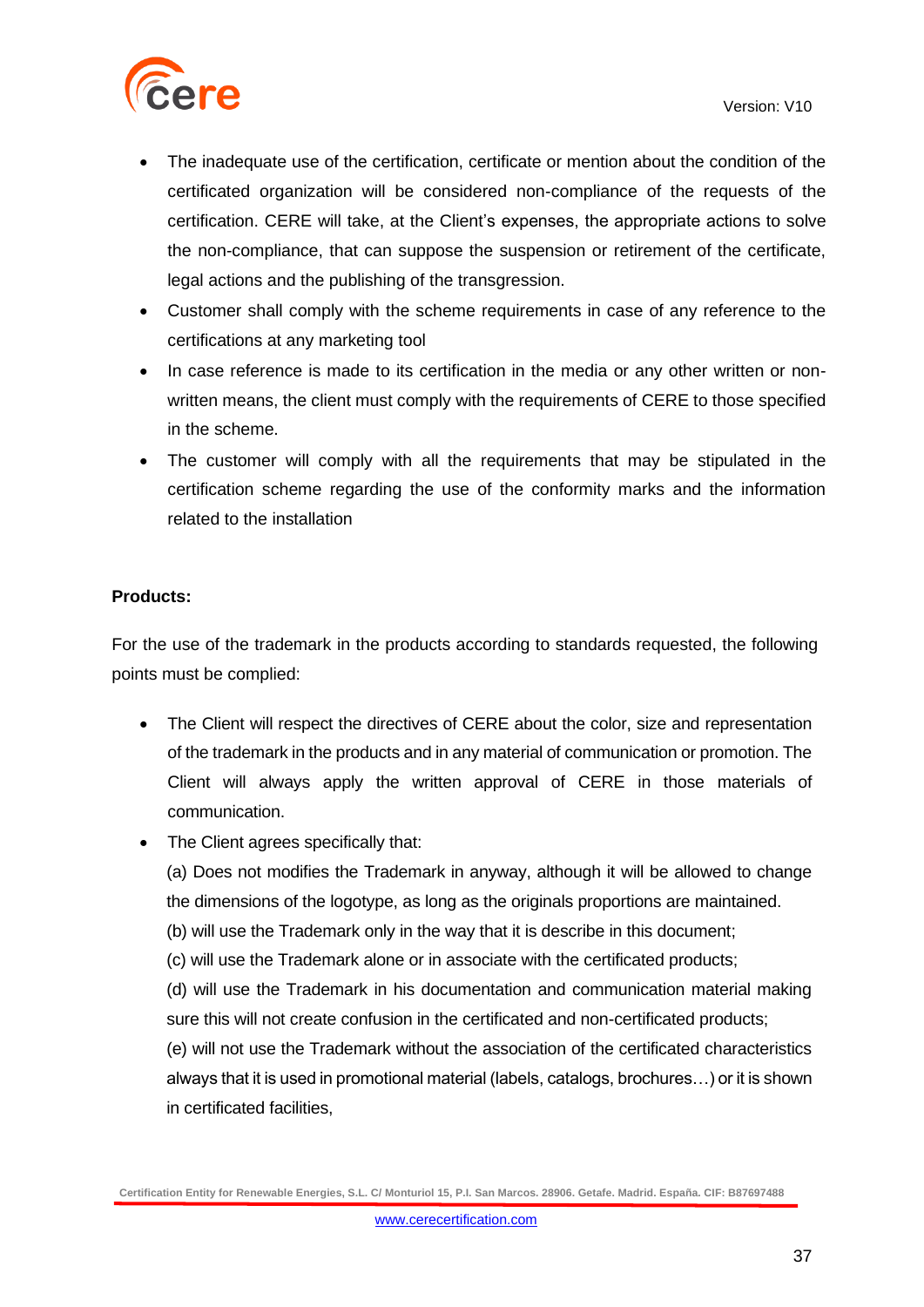- The inadequate use of the certification, certificate or mention about the condition of the certificated organization will be considered non-compliance of the requests of the certification. CERE will take, at the Client's expenses, the appropriate actions to solve the non-compliance, that can suppose the suspension or retirement of the certificate, legal actions and the publishing of the transgression.
- Customer shall comply with the scheme requirements in case of any reference to the certifications at any marketing tool
- In case reference is made to its certification in the media or any other written or non-written means, the client must comply with the requirements of CERE to those specified in the scheme.
- The customer will comply with all the requirements that may be stipulated in the certification scheme regarding the use of the conformity marks and the information related to the installation

**Products:**

For the use of the trademark in the products according to standards requested, the following points must be complied:

- The Client will respect the directives of CERE about the color, size and representation of the trademark in the products and in any material of communication or promotion. The Client will always apply the written approval of CERE in those materials of communication.
- The Client agrees specifically that:

  (a) Does not modifies the Trademark in anyway, although it will be allowed to change the dimensions of the logotype, as long as the originals proportions are maintained.

  (b) will use the Trademark only in the way that it is describe in this document;

  (c) will use the Trademark alone or in associate with the certificated products;

  (d) will use the Trademark in his documentation and communication material making sure this will not create confusion in the certificated and non-certificated products;

  (e) will not use the Trademark without the association of the certificated characteristics always that it is used in promotional material (labels, catalogs, brochures…) or it is shown in certificated facilities,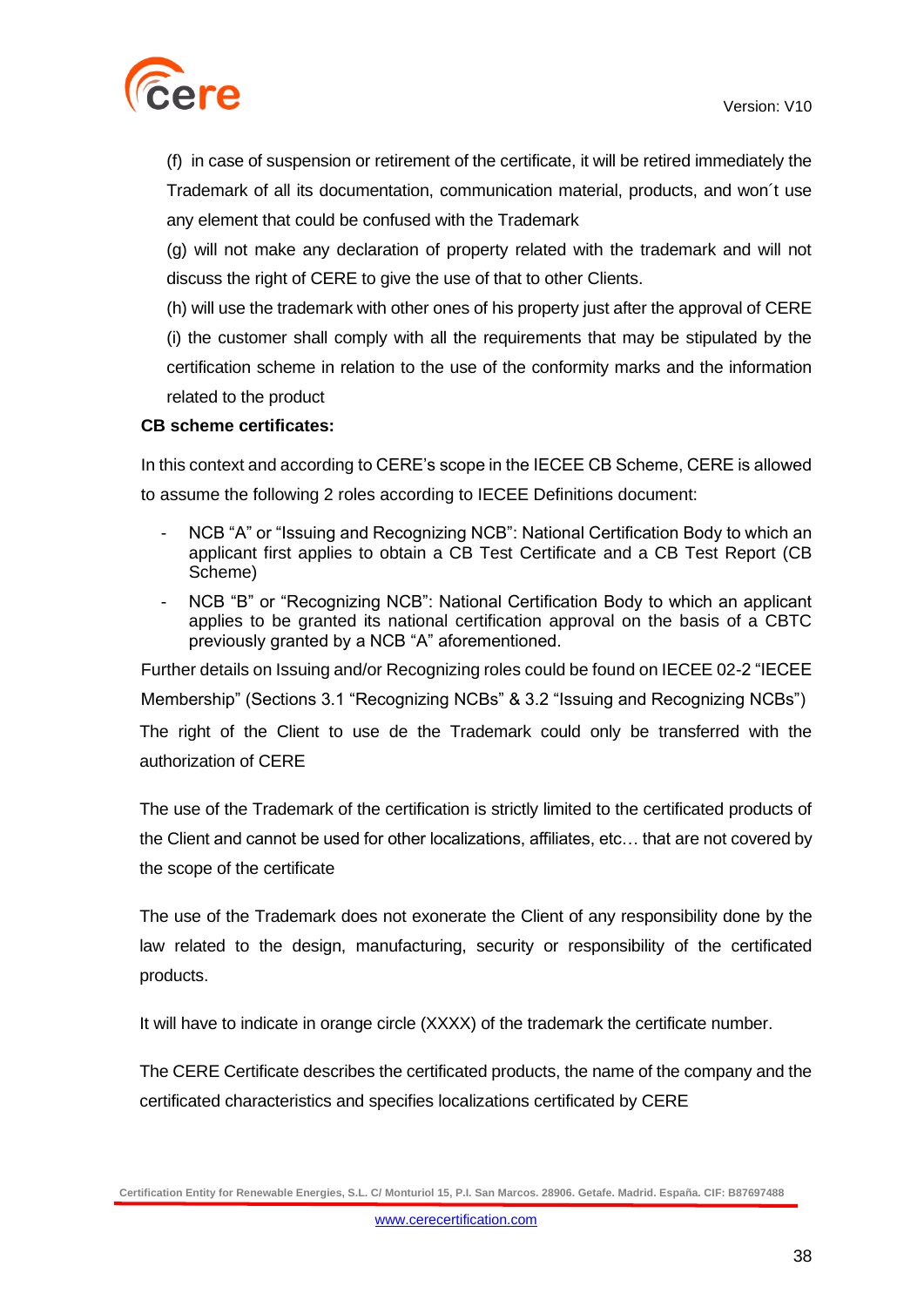(f) in case of suspension or retirement of the certificate, it will be retired immediately the Trademark of all its documentation, communication material, products, and won´t use any element that could be confused with the Trademark

(g) will not make any declaration of property related with the trademark and will not discuss the right of CERE to give the use of that to other Clients.

(h) will use the trademark with other ones of his property just after the approval of CERE

(i) the customer shall comply with all the requirements that may be stipulated by the certification scheme in relation to the use of the conformity marks and the information related to the product

**CB scheme certificates:**

In this context and according to CERE's scope in the IECEE CB Scheme, CERE is allowed to assume the following 2 roles according to IECEE Definitions document:

- NCB "A" or "Issuing and Recognizing NCB": National Certification Body to which an applicant first applies to obtain a CB Test Certificate and a CB Test Report (CB Scheme)
- NCB "B" or "Recognizing NCB": National Certification Body to which an applicant applies to be granted its national certification approval on the basis of a CBTC previously granted by a NCB "A" aforementioned.

Further details on Issuing and/or Recognizing roles could be found on IECEE 02-2 "IECEE Membership" (Sections 3.1 "Recognizing NCBs" & 3.2 "Issuing and Recognizing NCBs")

The right of the Client to use de the Trademark could only be transferred with the authorization of CERE

The use of the Trademark of the certification is strictly limited to the certificated products of the Client and cannot be used for other localizations, affiliates, etc… that are not covered by the scope of the certificate

The use of the Trademark does not exonerate the Client of any responsibility done by the law related to the design, manufacturing, security or responsibility of the certificated products.

It will have to indicate in orange circle (XXXX) of the trademark the certificate number.

The CERE Certificate describes the certificated products, the name of the company and the certificated characteristics and specifies localizations certificated by CERE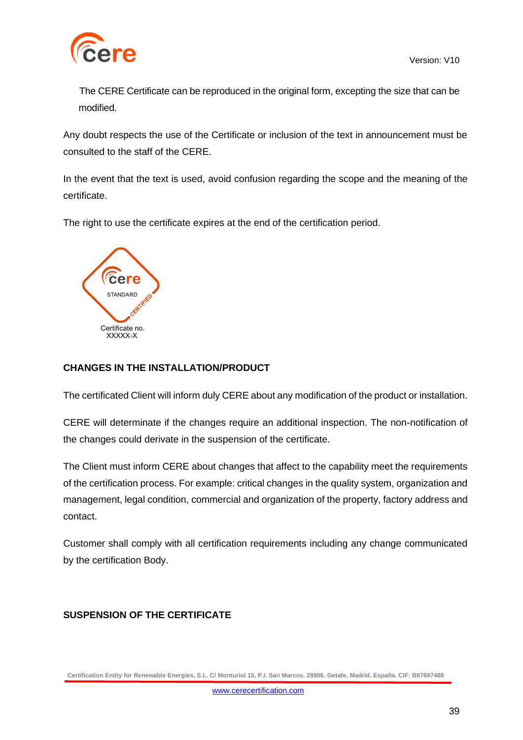The CERE Certificate can be reproduced in the original form, excepting the size that can be modified.

Any doubt respects the use of the Certificate or inclusion of the text in announcement must be consulted to the staff of the CERE.

In the event that the text is used, avoid confusion regarding the scope and the meaning of the certificate.

The right to use the certificate expires at the end of the certification period.

cere STANDARD CERTIFIED

Certificate no. XXXXX-X

**CHANGES IN THE INSTALLATION/PRODUCT**

The certificated Client will inform duly CERE about any modification of the product or installation.

CERE will determinate if the changes require an additional inspection. The non-notification of the changes could derivate in the suspension of the certificate.

The Client must inform CERE about changes that affect to the capability meet the requirements of the certification process. For example: critical changes in the quality system, organization and management, legal condition, commercial and organization of the property, factory address and contact.

Customer shall comply with all certification requirements including any change communicated by the certification Body.

**SUSPENSION OF THE CERTIFICATE**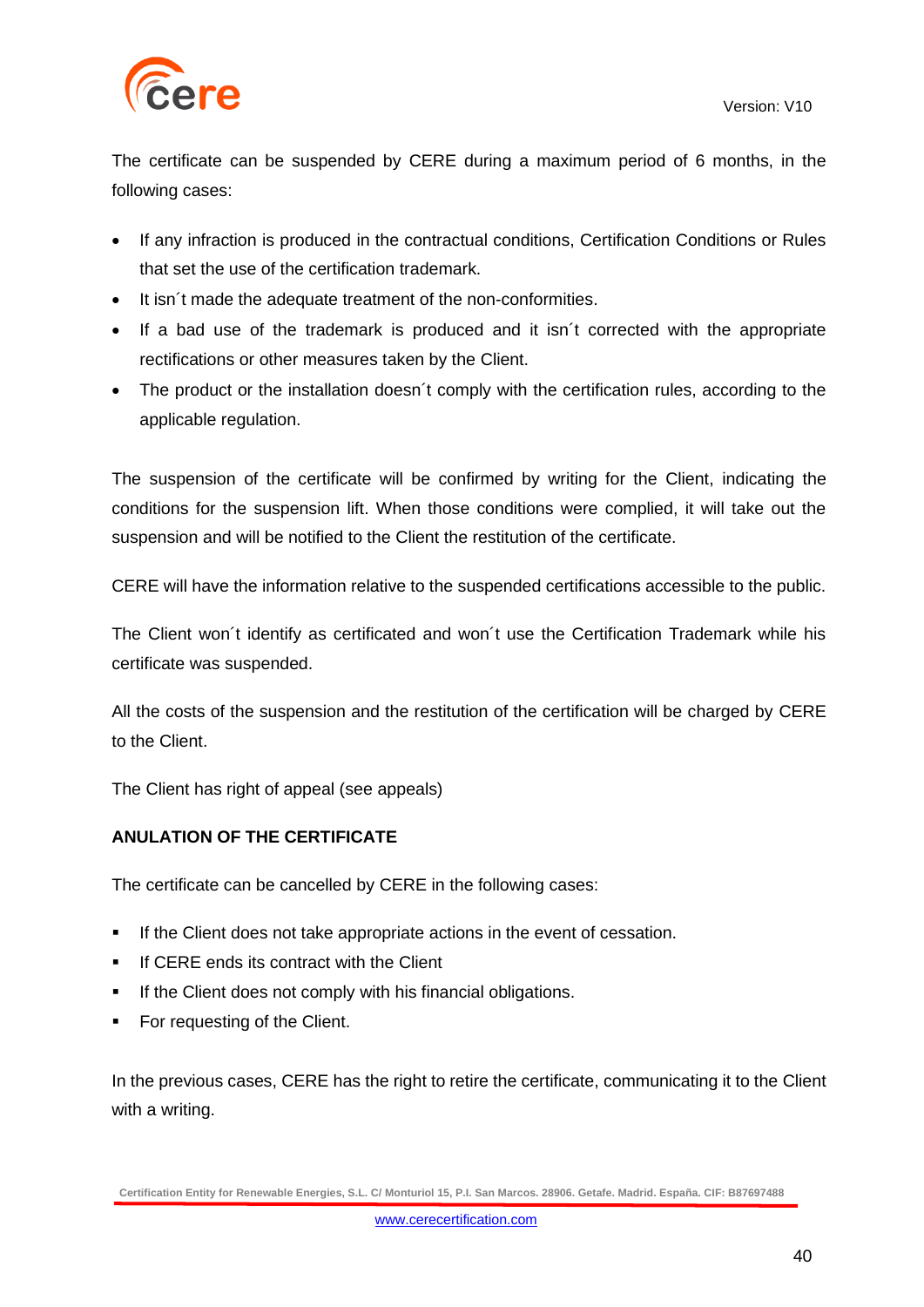The certificate can be suspended by CERE during a maximum period of 6 months, in the following cases:

- If any infraction is produced in the contractual conditions, Certification Conditions or Rules that set the use of the certification trademark.
- It isn´t made the adequate treatment of the non-conformities.
- If a bad use of the trademark is produced and it isn´t corrected with the appropriate rectifications or other measures taken by the Client.
- The product or the installation doesn´t comply with the certification rules, according to the applicable regulation.

The suspension of the certificate will be confirmed by writing for the Client, indicating the conditions for the suspension lift. When those conditions were complied, it will take out the suspension and will be notified to the Client the restitution of the certificate.

CERE will have the information relative to the suspended certifications accessible to the public.

The Client won´t identify as certificated and won´t use the Certification Trademark while his certificate was suspended.

All the costs of the suspension and the restitution of the certification will be charged by CERE to the Client.

The Client has right of appeal (see appeals)

**ANULATION OF THE CERTIFICATE**

The certificate can be cancelled by CERE in the following cases:

- If the Client does not take appropriate actions in the event of cessation.
- If CERE ends its contract with the Client
- If the Client does not comply with his financial obligations.
- For requesting of the Client.

In the previous cases, CERE has the right to retire the certificate, communicating it to the Client with a writing.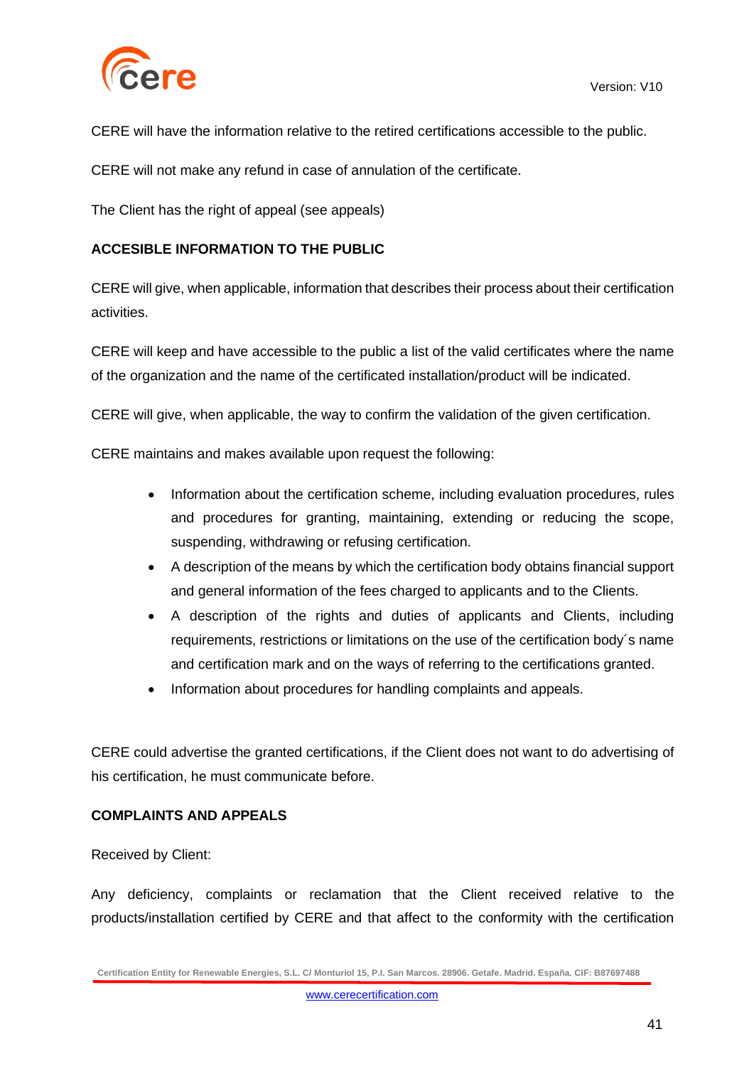CERE will have the information relative to the retired certifications accessible to the public.

CERE will not make any refund in case of annulation of the certificate.

The Client has the right of appeal (see appeals)

**ACCESIBLE INFORMATION TO THE PUBLIC**

CERE will give, when applicable, information that describes their process about their certification activities.

CERE will keep and have accessible to the public a list of the valid certificates where the name of the organization and the name of the certificated installation/product will be indicated.

CERE will give, when applicable, the way to confirm the validation of the given certification.

CERE maintains and makes available upon request the following:

- Information about the certification scheme, including evaluation procedures, rules and procedures for granting, maintaining, extending or reducing the scope, suspending, withdrawing or refusing certification.
- A description of the means by which the certification body obtains financial support and general information of the fees charged to applicants and to the Clients.
- A description of the rights and duties of applicants and Clients, including requirements, restrictions or limitations on the use of the certification body´s name and certification mark and on the ways of referring to the certifications granted.
- Information about procedures for handling complaints and appeals.

CERE could advertise the granted certifications, if the Client does not want to do advertising of his certification, he must communicate before.

**COMPLAINTS AND APPEALS**

Received by Client:

Any deficiency, complaints or reclamation that the Client received relative to the products/installation certified by CERE and that affect to the conformity with the certification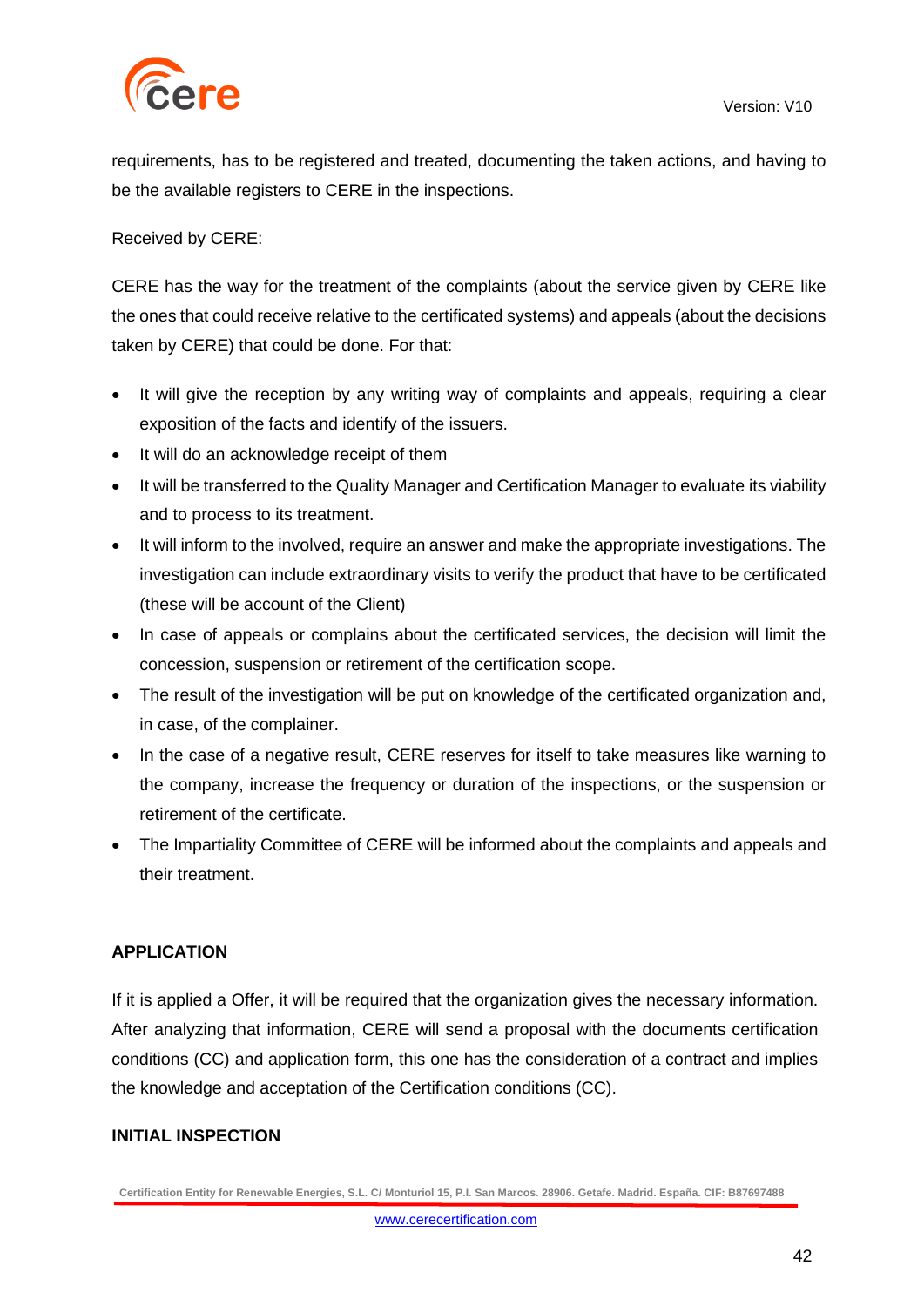requirements, has to be registered and treated, documenting the taken actions, and having to be the available registers to CERE in the inspections.

Received by CERE:

CERE has the way for the treatment of the complaints (about the service given by CERE like the ones that could receive relative to the certificated systems) and appeals (about the decisions taken by CERE) that could be done. For that:

- It will give the reception by any writing way of complaints and appeals, requiring a clear exposition of the facts and identify of the issuers.
- It will do an acknowledge receipt of them
- It will be transferred to the Quality Manager and Certification Manager to evaluate its viability and to process to its treatment.
- It will inform to the involved, require an answer and make the appropriate investigations. The investigation can include extraordinary visits to verify the product that have to be certificated (these will be account of the Client)
- In case of appeals or complains about the certificated services, the decision will limit the concession, suspension or retirement of the certification scope.
- The result of the investigation will be put on knowledge of the certificated organization and, in case, of the complainer.
- In the case of a negative result, CERE reserves for itself to take measures like warning to the company, increase the frequency or duration of the inspections, or the suspension or retirement of the certificate.
- The Impartiality Committee of CERE will be informed about the complaints and appeals and their treatment.

**APPLICATION**

If it is applied a Offer, it will be required that the organization gives the necessary information. After analyzing that information, CERE will send a proposal with the documents certification conditions (CC) and application form, this one has the consideration of a contract and implies the knowledge and acceptation of the Certification conditions (CC).

**INITIAL INSPECTION**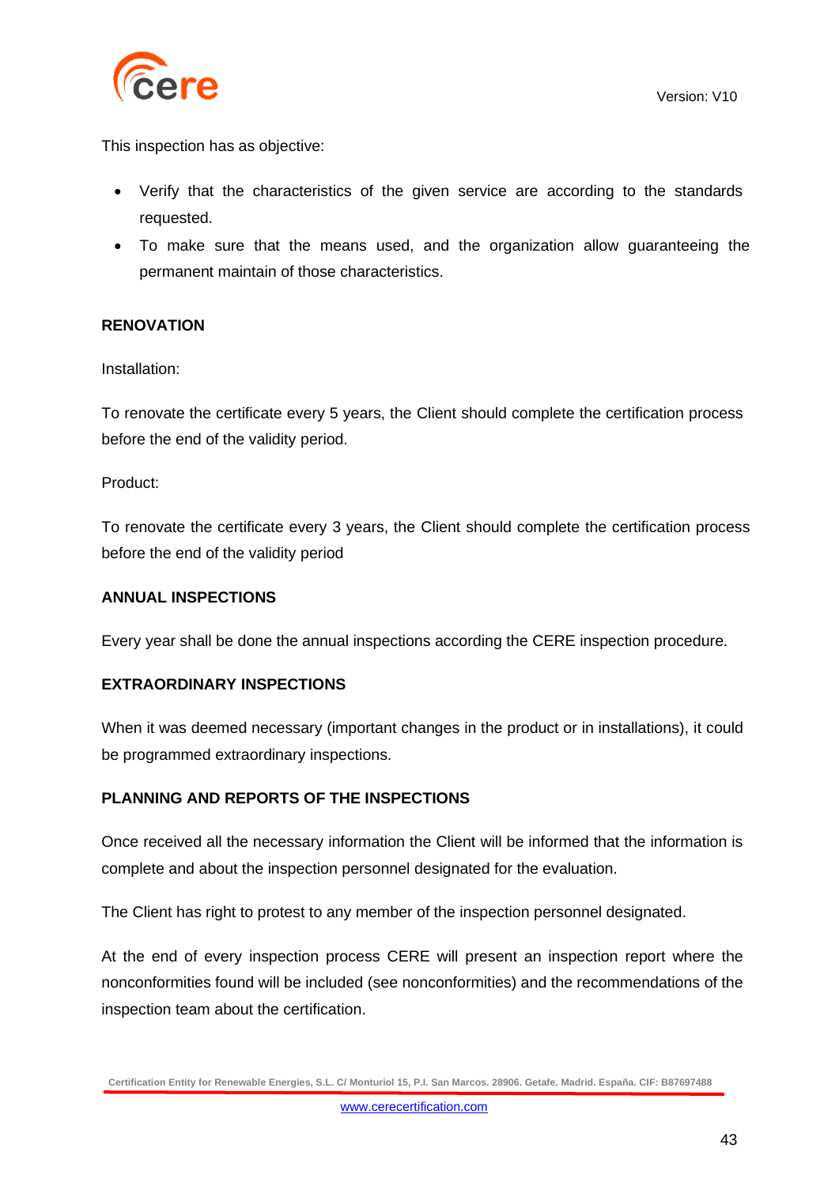This inspection has as objective:

- Verify that the characteristics of the given service are according to the standards requested.
- To make sure that the means used, and the organization allow guaranteeing the permanent maintain of those characteristics.

**RENOVATION**

Installation:

To renovate the certificate every 5 years, the Client should complete the certification process before the end of the validity period.

Product:

To renovate the certificate every 3 years, the Client should complete the certification process before the end of the validity period

**ANNUAL INSPECTIONS**

Every year shall be done the annual inspections according the CERE inspection procedure.

**EXTRAORDINARY INSPECTIONS**

When it was deemed necessary (important changes in the product or in installations), it could be programmed extraordinary inspections.

**PLANNING AND REPORTS OF THE INSPECTIONS**

Once received all the necessary information the Client will be informed that the information is complete and about the inspection personnel designated for the evaluation.

The Client has right to protest to any member of the inspection personnel designated.

At the end of every inspection process CERE will present an inspection report where the nonconformities found will be included (see nonconformities) and the recommendations of the inspection team about the certification.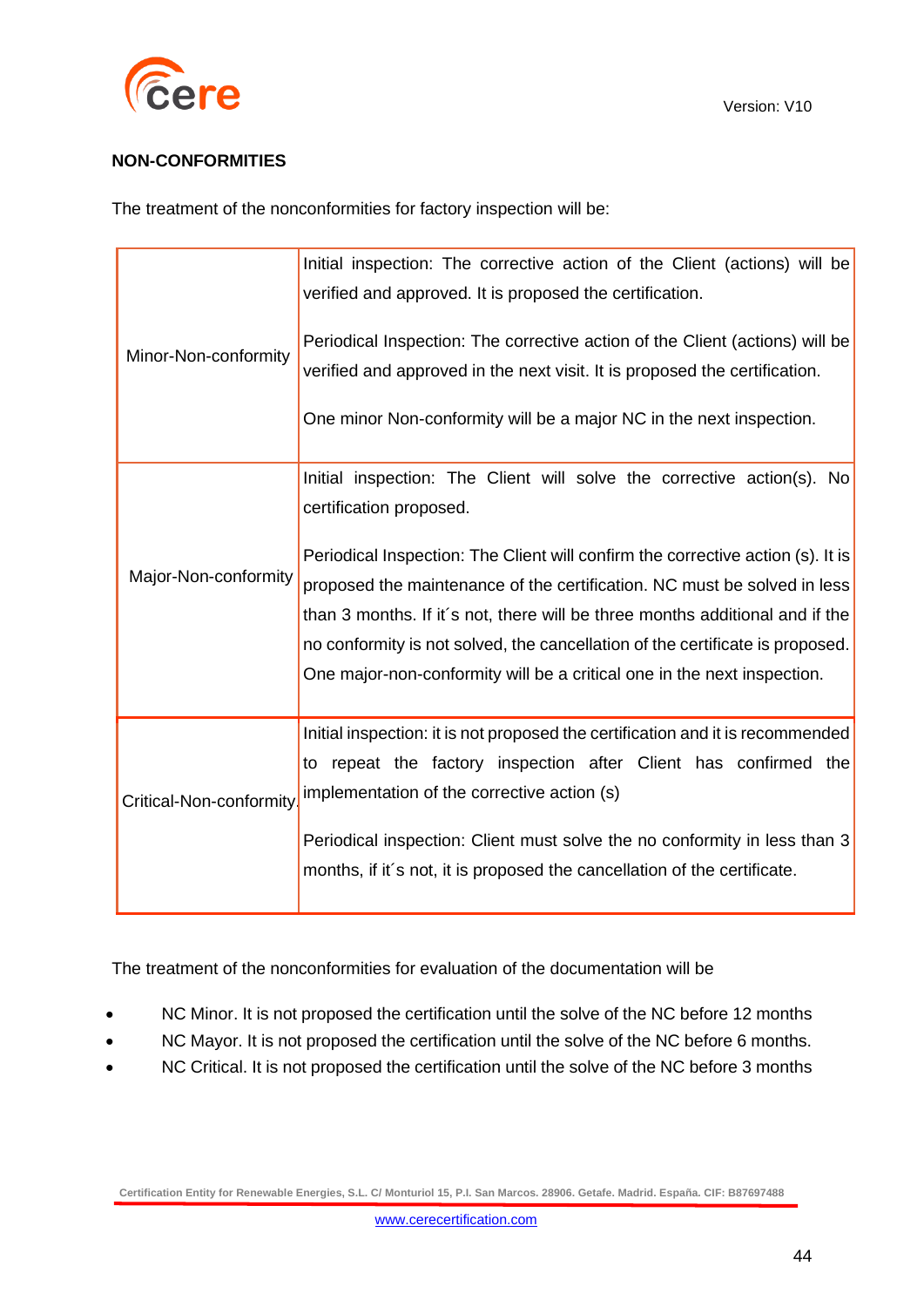## NON-CONFORMITIES

The treatment of the nonconformities for factory inspection will be:

| | |
|---|---|
| Minor-Non-conformity | Initial inspection: The corrective action of the Client (actions) will be verified and approved. It is proposed the certification.<br><br>Periodical Inspection: The corrective action of the Client (actions) will be verified and approved in the next visit. It is proposed the certification.<br><br>One minor Non-conformity will be a major NC in the next inspection. |
| Major-Non-conformity | Initial inspection: The Client will solve the corrective action(s). No certification proposed.<br><br>Periodical Inspection: The Client will confirm the corrective action (s). It is proposed the maintenance of the certification. NC must be solved in less than 3 months. If it´s not, there will be three months additional and if the no conformity is not solved, the cancellation of the certificate is proposed. One major-non-conformity will be a critical one in the next inspection. |
| Critical-Non-conformity | Initial inspection: it is not proposed the certification and it is recommended to repeat the factory inspection after Client has confirmed the implementation of the corrective action (s)<br><br>Periodical inspection: Client must solve the no conformity in less than 3 months, if it´s not, it is proposed the cancellation of the certificate. |

The treatment of the nonconformities for evaluation of the documentation will be

- NC Minor. It is not proposed the certification until the solve of the NC before 12 months
- NC Mayor. It is not proposed the certification until the solve of the NC before 6 months.
- NC Critical. It is not proposed the certification until the solve of the NC before 3 months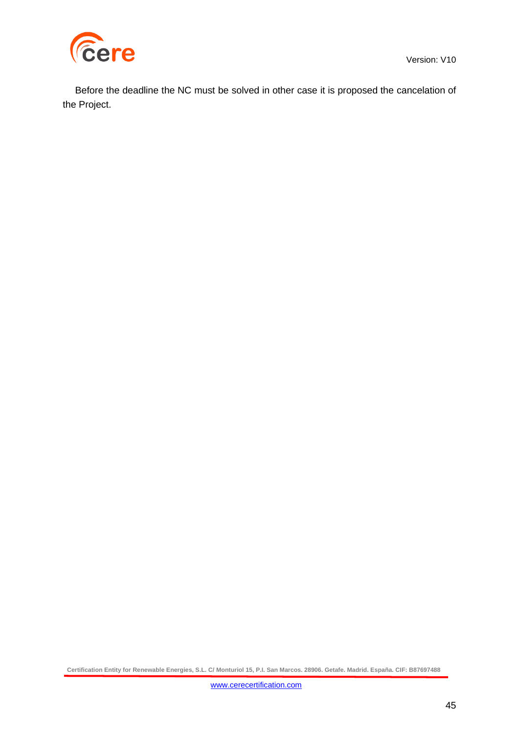Before the deadline the NC must be solved in other case it is proposed the cancelation of the Project.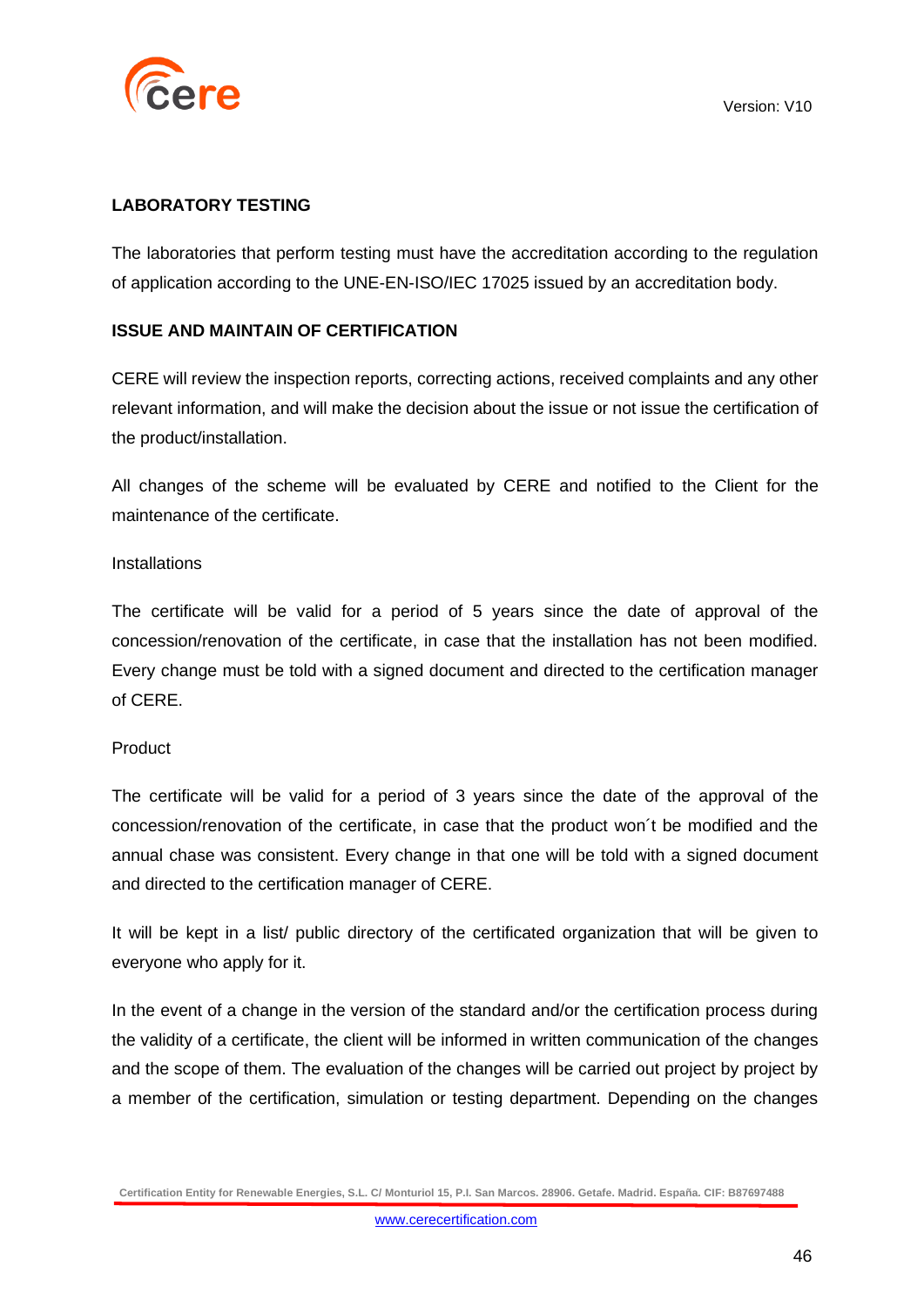## LABORATORY TESTING

The laboratories that perform testing must have the accreditation according to the regulation of application according to the UNE-EN-ISO/IEC 17025 issued by an accreditation body.

## ISSUE AND MAINTAIN OF CERTIFICATION

CERE will review the inspection reports, correcting actions, received complaints and any other relevant information, and will make the decision about the issue or not issue the certification of the product/installation.

All changes of the scheme will be evaluated by CERE and notified to the Client for the maintenance of the certificate.

Installations

The certificate will be valid for a period of 5 years since the date of approval of the concession/renovation of the certificate, in case that the installation has not been modified. Every change must be told with a signed document and directed to the certification manager of CERE.

Product

The certificate will be valid for a period of 3 years since the date of the approval of the concession/renovation of the certificate, in case that the product won´t be modified and the annual chase was consistent. Every change in that one will be told with a signed document and directed to the certification manager of CERE.

It will be kept in a list/ public directory of the certificated organization that will be given to everyone who apply for it.

In the event of a change in the version of the standard and/or the certification process during the validity of a certificate, the client will be informed in written communication of the changes and the scope of them. The evaluation of the changes will be carried out project by project by a member of the certification, simulation or testing department. Depending on the changes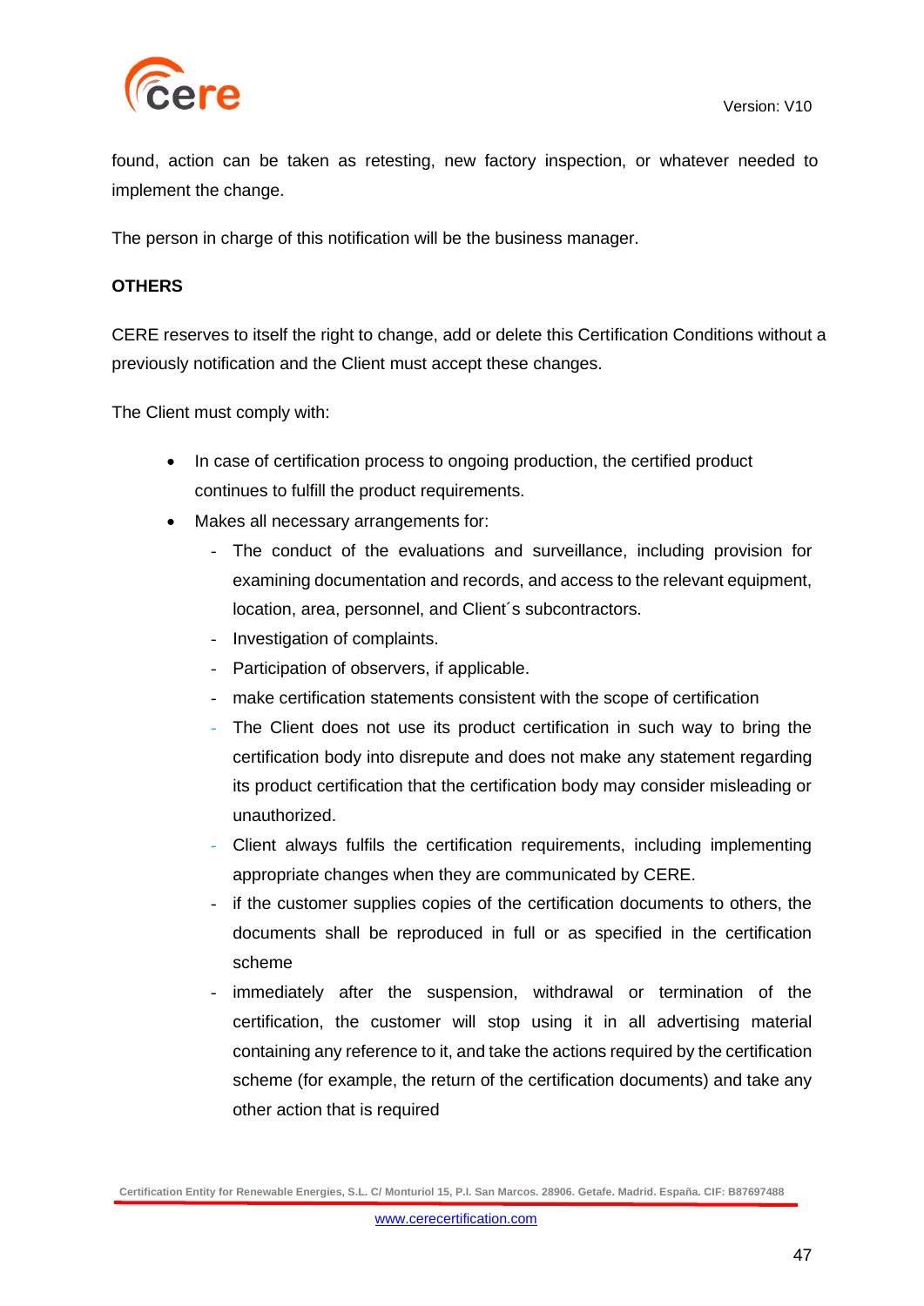found, action can be taken as retesting, new factory inspection, or whatever needed to implement the change.

The person in charge of this notification will be the business manager.

**OTHERS**

CERE reserves to itself the right to change, add or delete this Certification Conditions without a previously notification and the Client must accept these changes.

The Client must comply with:

- In case of certification process to ongoing production, the certified product continues to fulfill the product requirements.
- Makes all necessary arrangements for:
    - The conduct of the evaluations and surveillance, including provision for examining documentation and records, and access to the relevant equipment, location, area, personnel, and Client´s subcontractors.
    - Investigation of complaints.
    - Participation of observers, if applicable.
    - make certification statements consistent with the scope of certification
    - The Client does not use its product certification in such way to bring the certification body into disrepute and does not make any statement regarding its product certification that the certification body may consider misleading or unauthorized.
    - Client always fulfils the certification requirements, including implementing appropriate changes when they are communicated by CERE.
    - if the customer supplies copies of the certification documents to others, the documents shall be reproduced in full or as specified in the certification scheme
    - immediately after the suspension, withdrawal or termination of the certification, the customer will stop using it in all advertising material containing any reference to it, and take the actions required by the certification scheme (for example, the return of the certification documents) and take any other action that is required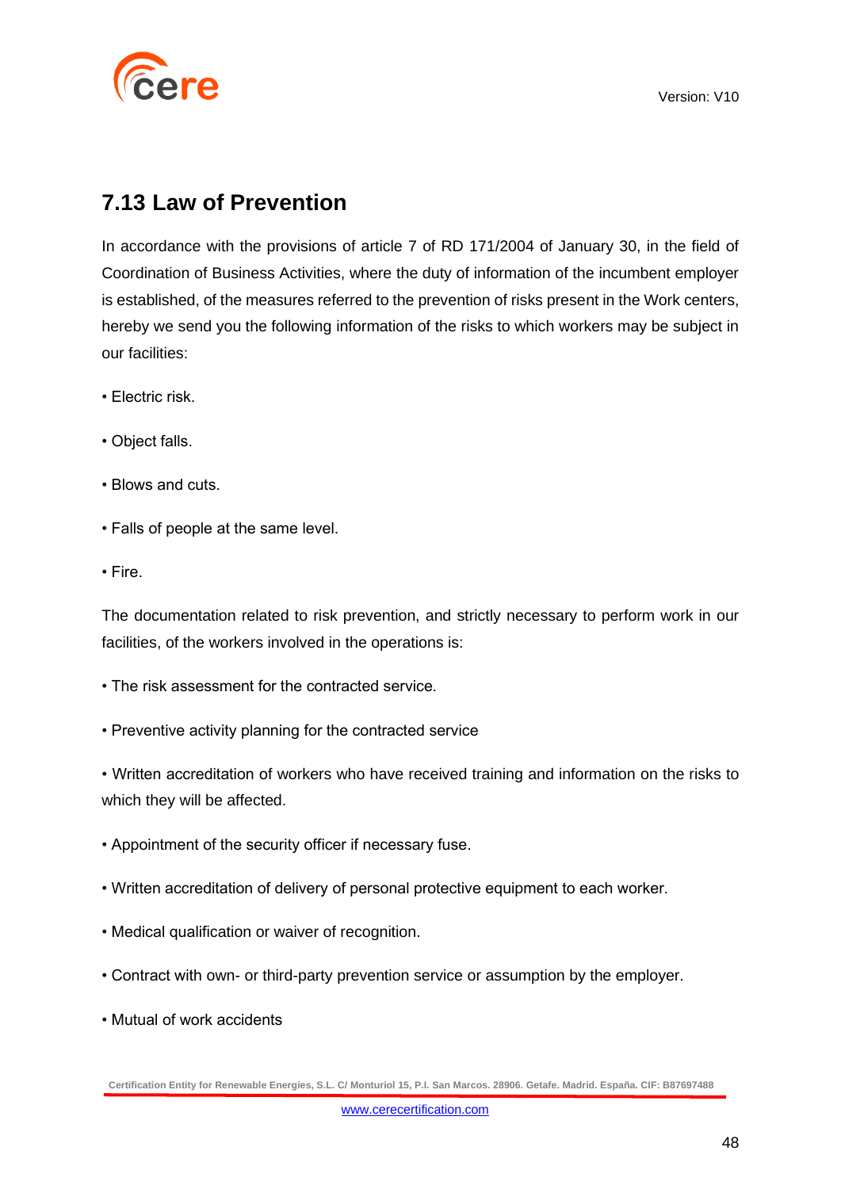## 7.13 Law of Prevention

In accordance with the provisions of article 7 of RD 171/2004 of January 30, in the field of Coordination of Business Activities, where the duty of information of the incumbent employer is established, of the measures referred to the prevention of risks present in the Work centers, hereby we send you the following information of the risks to which workers may be subject in our facilities:

- Electric risk.
- Object falls.
- Blows and cuts.
- Falls of people at the same level.
- Fire.

The documentation related to risk prevention, and strictly necessary to perform work in our facilities, of the workers involved in the operations is:

- The risk assessment for the contracted service.
- Preventive activity planning for the contracted service
- Written accreditation of workers who have received training and information on the risks to which they will be affected.
- Appointment of the security officer if necessary fuse.
- Written accreditation of delivery of personal protective equipment to each worker.
- Medical qualification or waiver of recognition.
- Contract with own- or third-party prevention service or assumption by the employer.
- Mutual of work accidents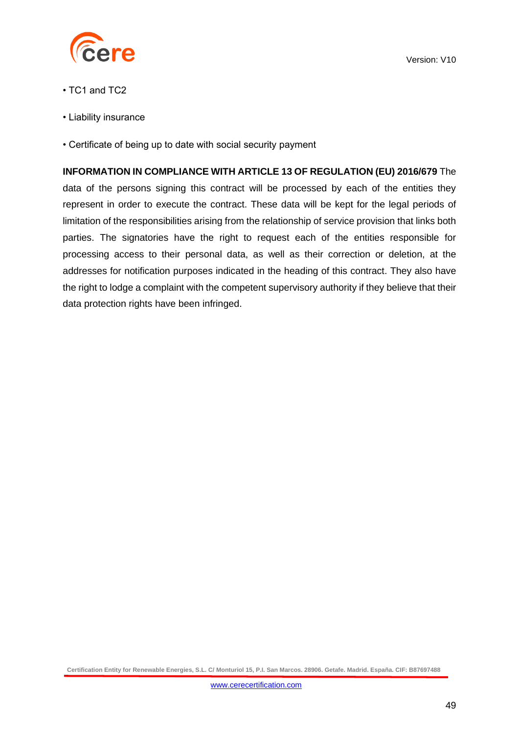- TC1 and TC2
- Liability insurance
- Certificate of being up to date with social security payment

**INFORMATION IN COMPLIANCE WITH ARTICLE 13 OF REGULATION (EU) 2016/679** The data of the persons signing this contract will be processed by each of the entities they represent in order to execute the contract. These data will be kept for the legal periods of limitation of the responsibilities arising from the relationship of service provision that links both parties. The signatories have the right to request each of the entities responsible for processing access to their personal data, as well as their correction or deletion, at the addresses for notification purposes indicated in the heading of this contract. They also have the right to lodge a complaint with the competent supervisory authority if they believe that their data protection rights have been infringed.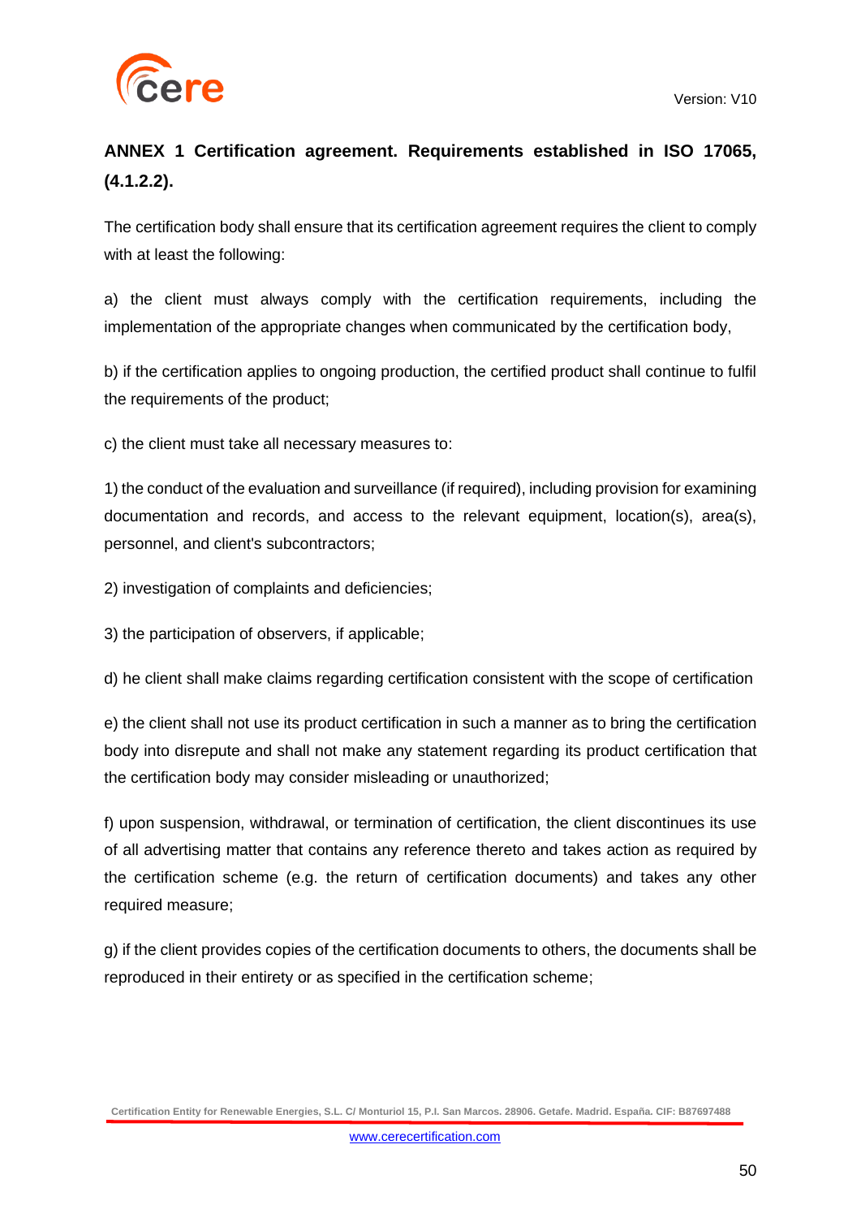## ANNEX 1 Certification agreement. Requirements established in ISO 17065, (4.1.2.2).

The certification body shall ensure that its certification agreement requires the client to comply with at least the following:

a) the client must always comply with the certification requirements, including the implementation of the appropriate changes when communicated by the certification body,

b) if the certification applies to ongoing production, the certified product shall continue to fulfil the requirements of the product;

c) the client must take all necessary measures to:

1) the conduct of the evaluation and surveillance (if required), including provision for examining documentation and records, and access to the relevant equipment, location(s), area(s), personnel, and client's subcontractors;

2) investigation of complaints and deficiencies;

3) the participation of observers, if applicable;

d) he client shall make claims regarding certification consistent with the scope of certification

e) the client shall not use its product certification in such a manner as to bring the certification body into disrepute and shall not make any statement regarding its product certification that the certification body may consider misleading or unauthorized;

f) upon suspension, withdrawal, or termination of certification, the client discontinues its use of all advertising matter that contains any reference thereto and takes action as required by the certification scheme (e.g. the return of certification documents) and takes any other required measure;

g) if the client provides copies of the certification documents to others, the documents shall be reproduced in their entirety or as specified in the certification scheme;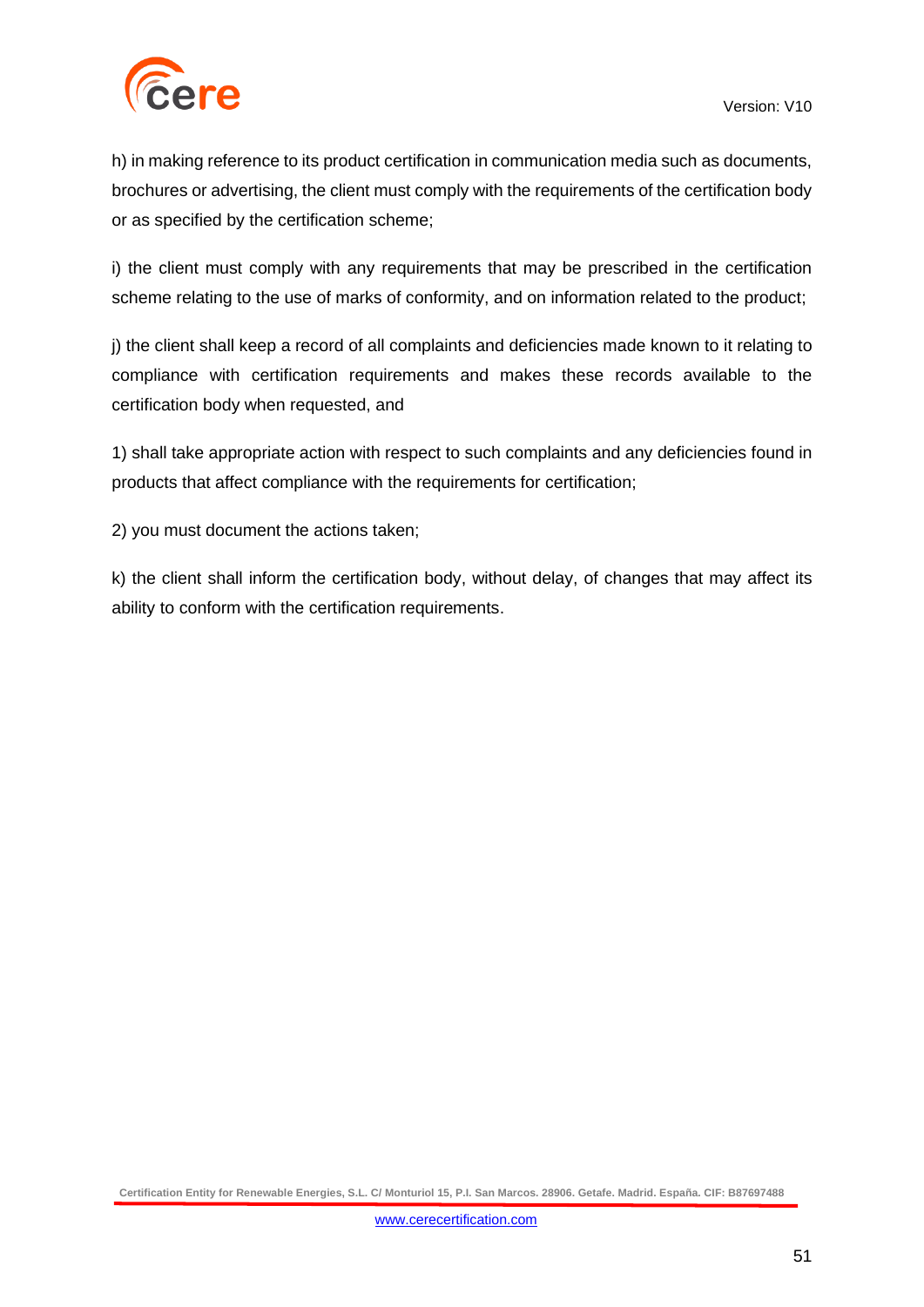h) in making reference to its product certification in communication media such as documents, brochures or advertising, the client must comply with the requirements of the certification body or as specified by the certification scheme;

i) the client must comply with any requirements that may be prescribed in the certification scheme relating to the use of marks of conformity, and on information related to the product;

j) the client shall keep a record of all complaints and deficiencies made known to it relating to compliance with certification requirements and makes these records available to the certification body when requested, and

1) shall take appropriate action with respect to such complaints and any deficiencies found in products that affect compliance with the requirements for certification;

2) you must document the actions taken;

k) the client shall inform the certification body, without delay, of changes that may affect its ability to conform with the certification requirements.